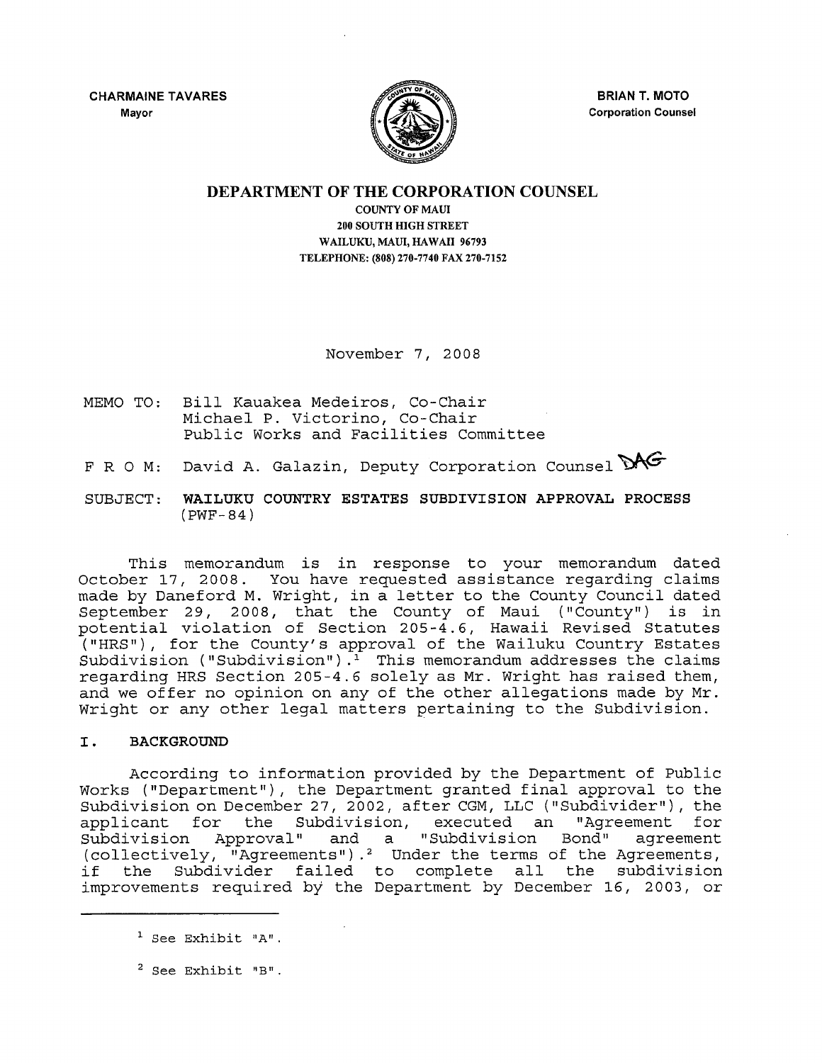CHARMAINE TAVARES
Mayor

BRIAN T. MOTO
Corporation Counsel

# DEPARTMENT OF THE CORPORATION COUNSEL

COUNTY OF MAUI
200 SOUTH HIGH STREET
WAILUKU, MAUI, HAWAII 96793
TELEPHONE: (808) 270-7740 FAX 270-7152

November 7, 2008

MEMO TO: Bill Kauakea Medeiros, Co-Chair
Michael P. Victorino, Co-Chair
Public Works and Facilities Committee

F R O M: David A. Galazin, Deputy Corporation Counsel DAG

SUBJECT: **WAILUKU COUNTRY ESTATES SUBDIVISION APPROVAL PROCESS (PWF-84)**

This memorandum is in response to your memorandum dated October 17, 2008. You have requested assistance regarding claims made by Daneford M. Wright, in a letter to the County Council dated September 29, 2008, that the County of Maui ("County") is in potential violation of Section 205-4.6, Hawaii Revised Statutes ("HRS"), for the County's approval of the Wailuku Country Estates Subdivision ("Subdivision").[1] This memorandum addresses the claims regarding HRS Section 205-4.6 solely as Mr. Wright has raised them, and we offer no opinion on any of the other allegations made by Mr. Wright or any other legal matters pertaining to the Subdivision.

## I. BACKGROUND

According to information provided by the Department of Public Works ("Department"), the Department granted final approval to the Subdivision on December 27, 2002, after CGM, LLC ("Subdivider"), the applicant for the Subdivision, executed an "Agreement for Subdivision Approval" and a "Subdivision Bond" agreement (collectively, "Agreements").[2] Under the terms of the Agreements, if the Subdivider failed to complete all the subdivision improvements required by the Department by December 16, 2003, or

---

[1] See Exhibit "A".

[2] See Exhibit "B".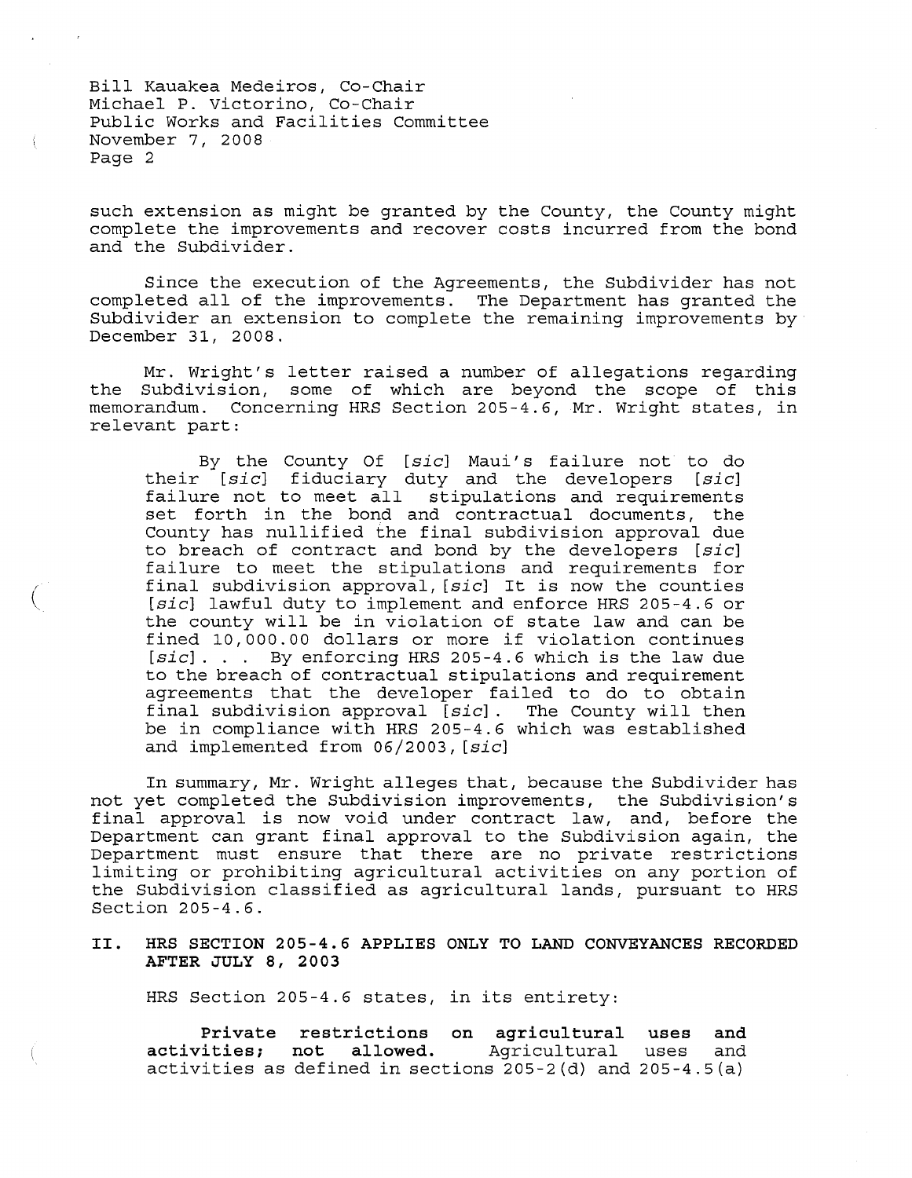such extension as might be granted by the County, the County might complete the improvements and recover costs incurred from the bond and the Subdivider.

Since the execution of the Agreements, the Subdivider has not completed all of the improvements. The Department has granted the Subdivider an extension to complete the remaining improvements by December 31, 2008.

Mr. Wright's letter raised a number of allegations regarding the Subdivision, some of which are beyond the scope of this memorandum. Concerning HRS Section 205-4.6, Mr. Wright states, in relevant part:

> By the County Of [*sic*] Maui's failure not to do their [*sic*] fiduciary duty and the developers [*sic*] failure not to meet all stipulations and requirements set forth in the bond and contractual documents, the County has nullified the final subdivision approval due to breach of contract and bond by the developers [*sic*] failure to meet the stipulations and requirements for final subdivision approval, [*sic*] It is now the counties [*sic*] lawful duty to implement and enforce HRS 205-4.6 or the county will be in violation of state law and can be fined 10,000.00 dollars or more if violation continues [*sic*]. . . By enforcing HRS 205-4.6 which is the law due to the breach of contractual stipulations and requirement agreements that the developer failed to do to obtain final subdivision approval [*sic*]. The County will then be in compliance with HRS 205-4.6 which was established and implemented from 06/2003, [*sic*]

In summary, Mr. Wright alleges that, because the Subdivider has not yet completed the Subdivision improvements, the Subdivision's final approval is now void under contract law, and, before the Department can grant final approval to the Subdivision again, the Department must ensure that there are no private restrictions limiting or prohibiting agricultural activities on any portion of the Subdivision classified as agricultural lands, pursuant to HRS Section 205-4.6.

## II. HRS SECTION 205-4.6 APPLIES ONLY TO LAND CONVEYANCES RECORDED AFTER JULY 8, 2003

HRS Section 205-4.6 states, in its entirety:

> **Private restrictions on agricultural uses and activities; not allowed.** Agricultural uses and activities as defined in sections 205-2(d) and 205-4.5(a)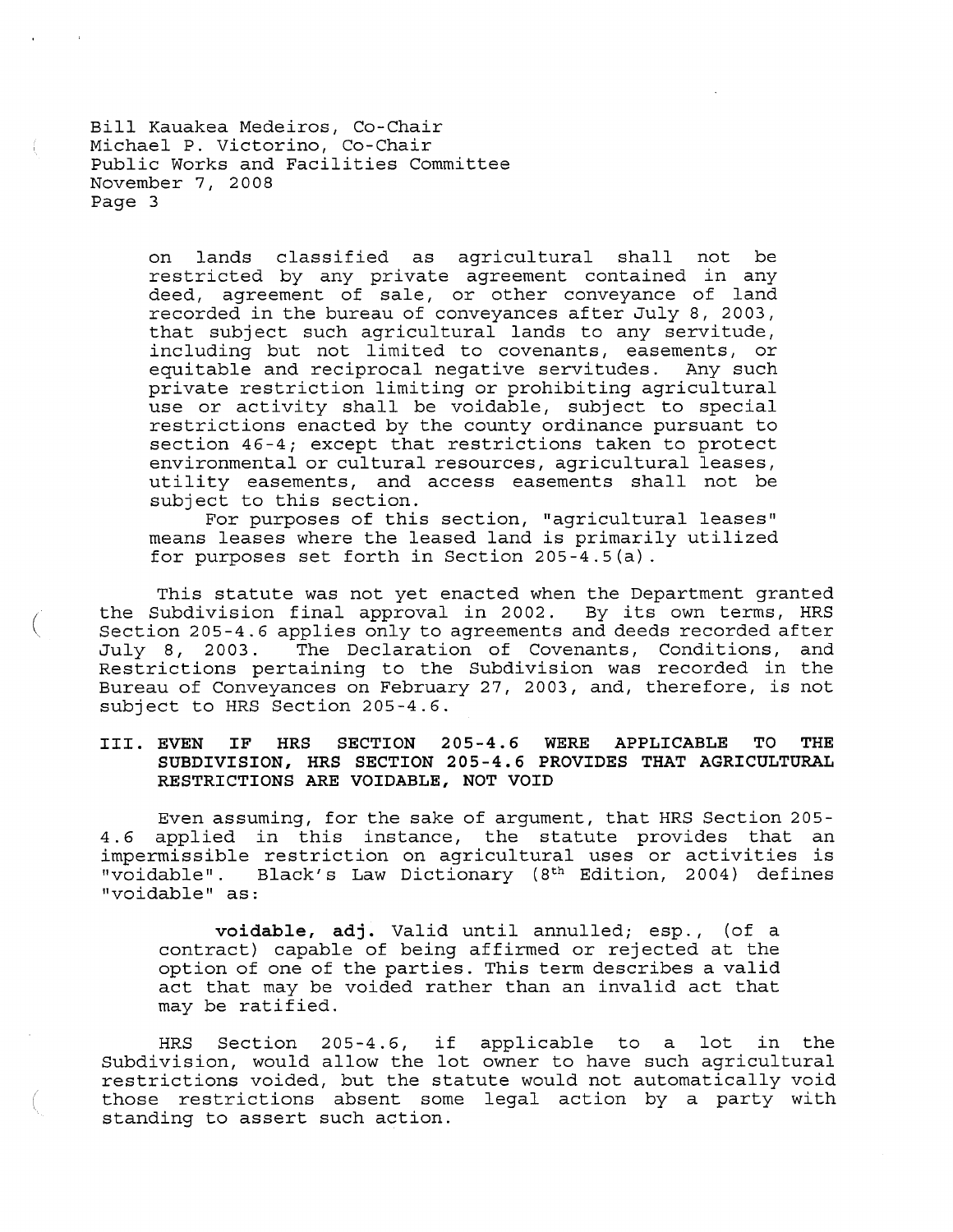> on lands classified as agricultural shall not be restricted by any private agreement contained in any deed, agreement of sale, or other conveyance of land recorded in the bureau of conveyances after July 8, 2003, that subject such agricultural lands to any servitude, including but not limited to covenants, easements, or equitable and reciprocal negative servitudes. Any such private restriction limiting or prohibiting agricultural use or activity shall be voidable, subject to special restrictions enacted by the county ordinance pursuant to section 46-4; except that restrictions taken to protect environmental or cultural resources, agricultural leases, utility easements, and access easements shall not be subject to this section.
>
> For purposes of this section, "agricultural leases" means leases where the leased land is primarily utilized for purposes set forth in Section 205-4.5(a).

This statute was not yet enacted when the Department granted the Subdivision final approval in 2002. By its own terms, HRS Section 205-4.6 applies only to agreements and deeds recorded after July 8, 2003. The Declaration of Covenants, Conditions, and Restrictions pertaining to the Subdivision was recorded in the Bureau of Conveyances on February 27, 2003, and, therefore, is not subject to HRS Section 205-4.6.

## III. EVEN IF HRS SECTION 205-4.6 WERE APPLICABLE TO THE SUBDIVISION, HRS SECTION 205-4.6 PROVIDES THAT AGRICULTURAL RESTRICTIONS ARE VOIDABLE, NOT VOID

Even assuming, for the sake of argument, that HRS Section 205-4.6 applied in this instance, the statute provides that an impermissible restriction on agricultural uses or activities is "voidable". Black's Law Dictionary (8th Edition, 2004) defines "voidable" as:

> **voidable, adj.** Valid until annulled; esp., (of a contract) capable of being affirmed or rejected at the option of one of the parties. This term describes a valid act that may be voided rather than an invalid act that may be ratified.

HRS Section 205-4.6, if applicable to a lot in the Subdivision, would allow the lot owner to have such agricultural restrictions voided, but the statute would not automatically void those restrictions absent some legal action by a party with standing to assert such action.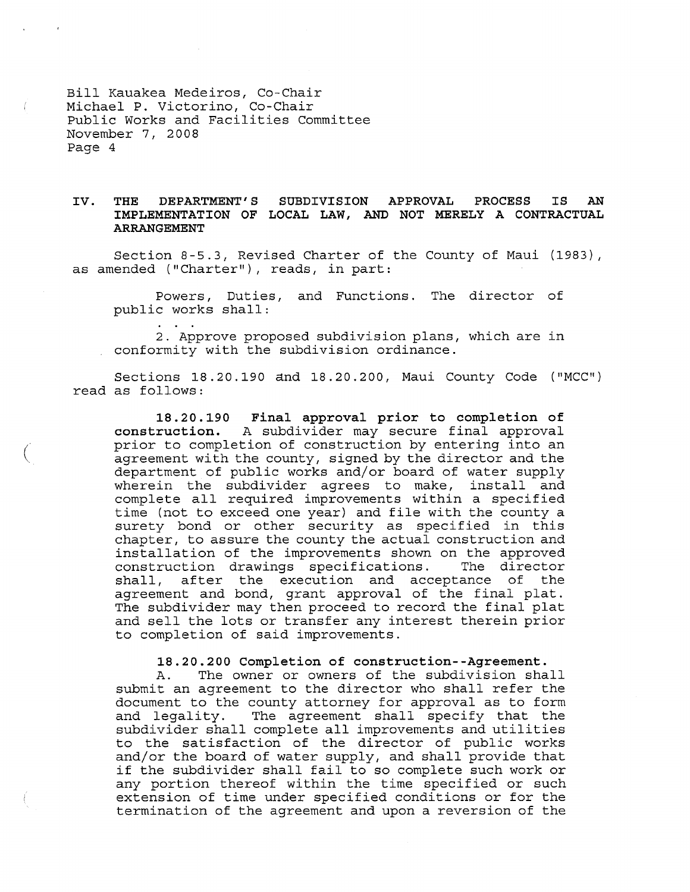Bill Kauakea Medeiros, Co-Chair
Michael P. Victorino, Co-Chair
Public Works and Facilities Committee
November 7, 2008
Page 4

## IV. THE DEPARTMENT'S SUBDIVISION APPROVAL PROCESS IS AN IMPLEMENTATION OF LOCAL LAW, AND NOT MERELY A CONTRACTUAL ARRANGEMENT

Section 8-5.3, Revised Charter of the County of Maui (1983), as amended ("Charter"), reads, in part:

> Powers, Duties, and Functions. The director of public works shall:
>
> . . .
>
> 2. Approve proposed subdivision plans, which are in conformity with the subdivision ordinance.

Sections 18.20.190 and 18.20.200, Maui County Code ("MCC") read as follows:

> **18.20.190 Final approval prior to completion of construction.** A subdivider may secure final approval prior to completion of construction by entering into an agreement with the county, signed by the director and the department of public works and/or board of water supply wherein the subdivider agrees to make, install and complete all required improvements within a specified time (not to exceed one year) and file with the county a surety bond or other security as specified in this chapter, to assure the county the actual construction and installation of the improvements shown on the approved construction drawings specifications. The director shall, after the execution and acceptance of the agreement and bond, grant approval of the final plat. The subdivider may then proceed to record the final plat and sell the lots or transfer any interest therein prior to completion of said improvements.
>
> **18.20.200 Completion of construction--Agreement.**
>
> A. The owner or owners of the subdivision shall submit an agreement to the director who shall refer the document to the county attorney for approval as to form and legality. The agreement shall specify that the subdivider shall complete all improvements and utilities to the satisfaction of the director of public works and/or the board of water supply, and shall provide that if the subdivider shall fail to so complete such work or any portion thereof within the time specified or such extension of time under specified conditions or for the termination of the agreement and upon a reversion of the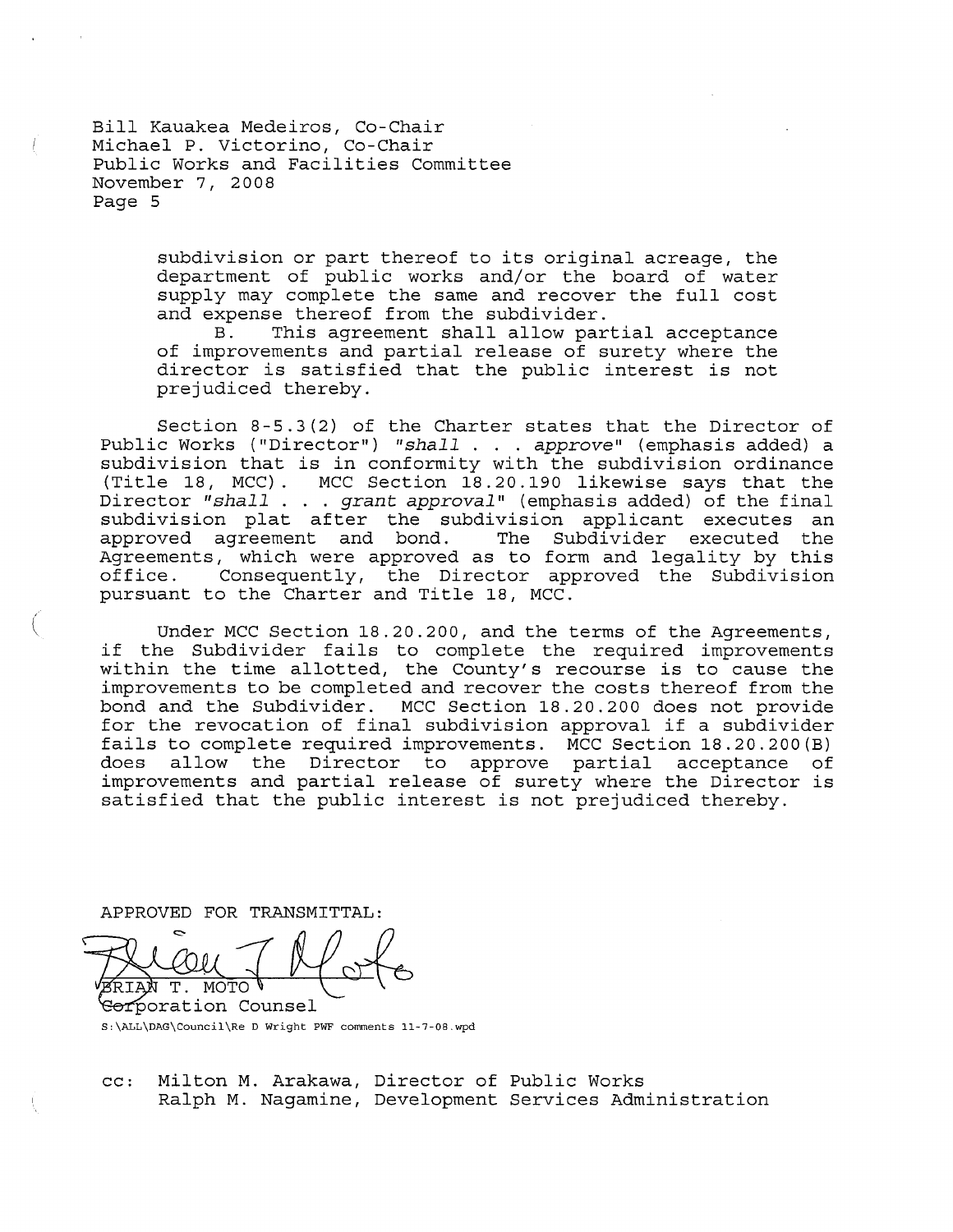subdivision or part thereof to its original acreage, the department of public works and/or the board of water supply may complete the same and recover the full cost and expense thereof from the subdivider.

B. This agreement shall allow partial acceptance of improvements and partial release of surety where the director is satisfied that the public interest is not prejudiced thereby.

Section 8-5.3(2) of the Charter states that the Director of Public Works ("Director") "*shall . . . approve*" (emphasis added) a subdivision that is in conformity with the subdivision ordinance (Title 18, MCC). MCC Section 18.20.190 likewise says that the Director "*shall . . . grant approval*" (emphasis added) of the final subdivision plat after the subdivision applicant executes an approved agreement and bond. The Subdivider executed the Agreements, which were approved as to form and legality by this office. Consequently, the Director approved the Subdivision pursuant to the Charter and Title 18, MCC.

Under MCC Section 18.20.200, and the terms of the Agreements, if the Subdivider fails to complete the required improvements within the time allotted, the County's recourse is to cause the improvements to be completed and recover the costs thereof from the bond and the Subdivider. MCC Section 18.20.200 does not provide for the revocation of final subdivision approval if a subdivider fails to complete required improvements. MCC Section 18.20.200(B) does allow the Director to approve partial acceptance of improvements and partial release of surety where the Director is satisfied that the public interest is not prejudiced thereby.

APPROVED FOR TRANSMITTAL:

BRIAN T. MOTO
Corporation Counsel

S:\ALL\DAG\Council\Re D Wright PWF comments 11-7-08.wpd

cc: Milton M. Arakawa, Director of Public Works
Ralph M. Nagamine, Development Services Administration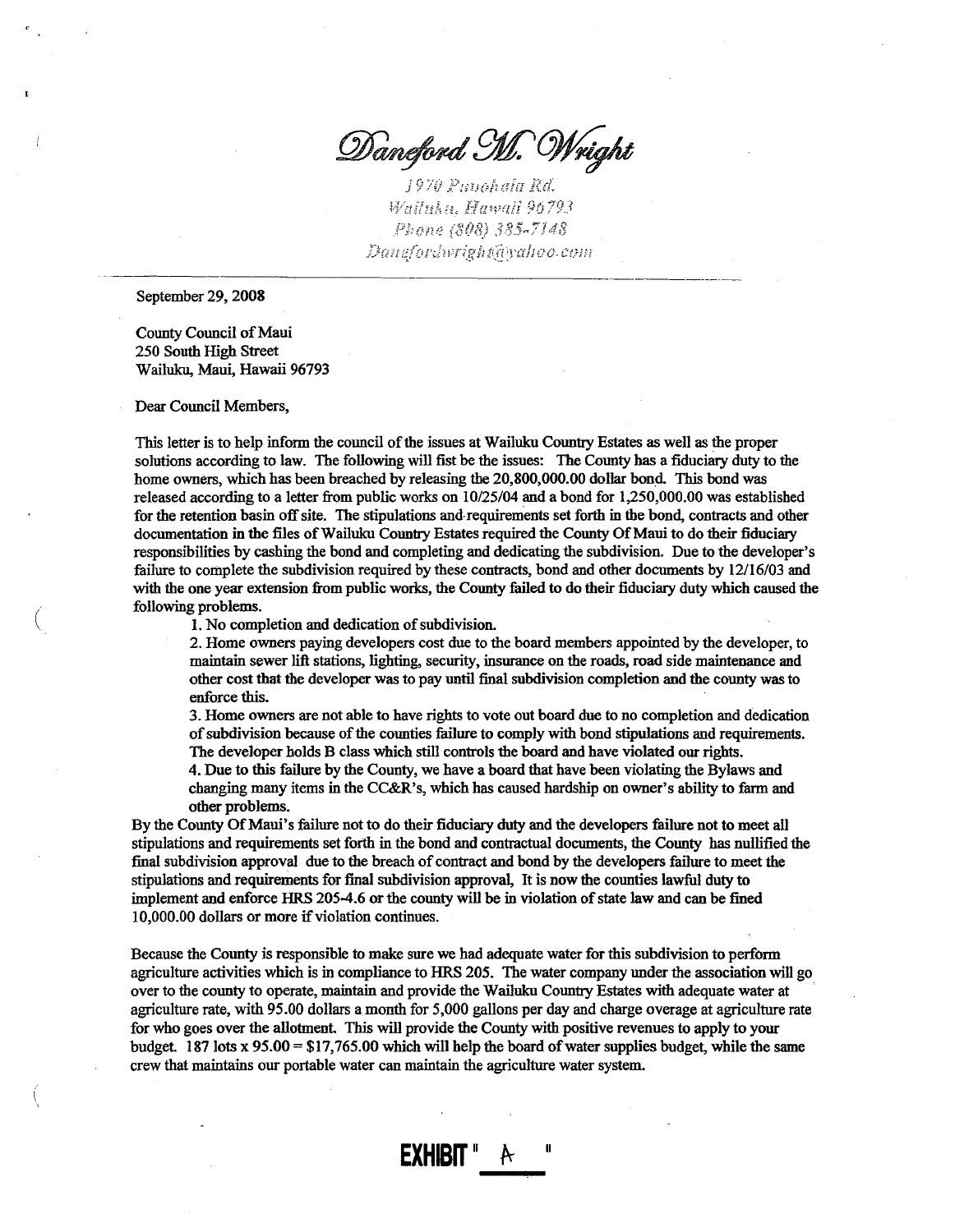*Danford M. Wright*

1970 Puuohala Rd.
Wailuku, Hawaii 96793
Phone (808) 385-7148
Danfordwright@yahoo.com

---

September 29, 2008

County Council of Maui
250 South High Street
Wailuku, Maui, Hawaii 96793

Dear Council Members,

This letter is to help inform the council of the issues at Wailuku Country Estates as well as the proper solutions according to law. The following will fist be the issues: The County has a fiduciary duty to the home owners, which has been breached by releasing the 20,800,000.00 dollar bond. This bond was released according to a letter from public works on 10/25/04 and a bond for 1,250,000.00 was established for the retention basin off site. The stipulations and requirements set forth in the bond, contracts and other documentation in the files of Wailuku Country Estates required the County Of Maui to do their fiduciary responsibilities by cashing the bond and completing and dedicating the subdivision. Due to the developer's failure to complete the subdivision required by these contracts, bond and other documents by 12/16/03 and with the one year extension from public works, the County failed to do their fiduciary duty which caused the following problems.

1. No completion and dedication of subdivision.
2. Home owners paying developers cost due to the board members appointed by the developer, to maintain sewer lift stations, lighting, security, insurance on the roads, road side maintenance and other cost that the developer was to pay until final subdivision completion and the county was to enforce this.
3. Home owners are not able to have rights to vote out board due to no completion and dedication of subdivision because of the counties failure to comply with bond stipulations and requirements. The developer holds B class which still controls the board and have violated our rights.
4. Due to this failure by the County, we have a board that have been violating the Bylaws and changing many items in the CC&R's, which has caused hardship on owner's ability to farm and other problems.

By the County Of Maui's failure not to do their fiduciary duty and the developers failure not to meet all stipulations and requirements set forth in the bond and contractual documents, the County has nullified the final subdivision approval due to the breach of contract and bond by the developers failure to meet the stipulations and requirements for final subdivision approval, It is now the counties lawful duty to implement and enforce HRS 205-4.6 or the county will be in violation of state law and can be fined 10,000.00 dollars or more if violation continues.

Because the County is responsible to make sure we had adequate water for this subdivision to perform agriculture activities which is in compliance to HRS 205. The water company under the association will go over to the county to operate, maintain and provide the Wailuku Country Estates with adequate water at agriculture rate, with 95.00 dollars a month for 5,000 gallons per day and charge overage at agriculture rate for who goes over the allotment. This will provide the County with positive revenues to apply to your budget. 187 lots x 95.00 = $17,765.00 which will help the board of water supplies budget, while the same crew that maintains our portable water can maintain the agriculture water system.

**EXHIBIT " A "**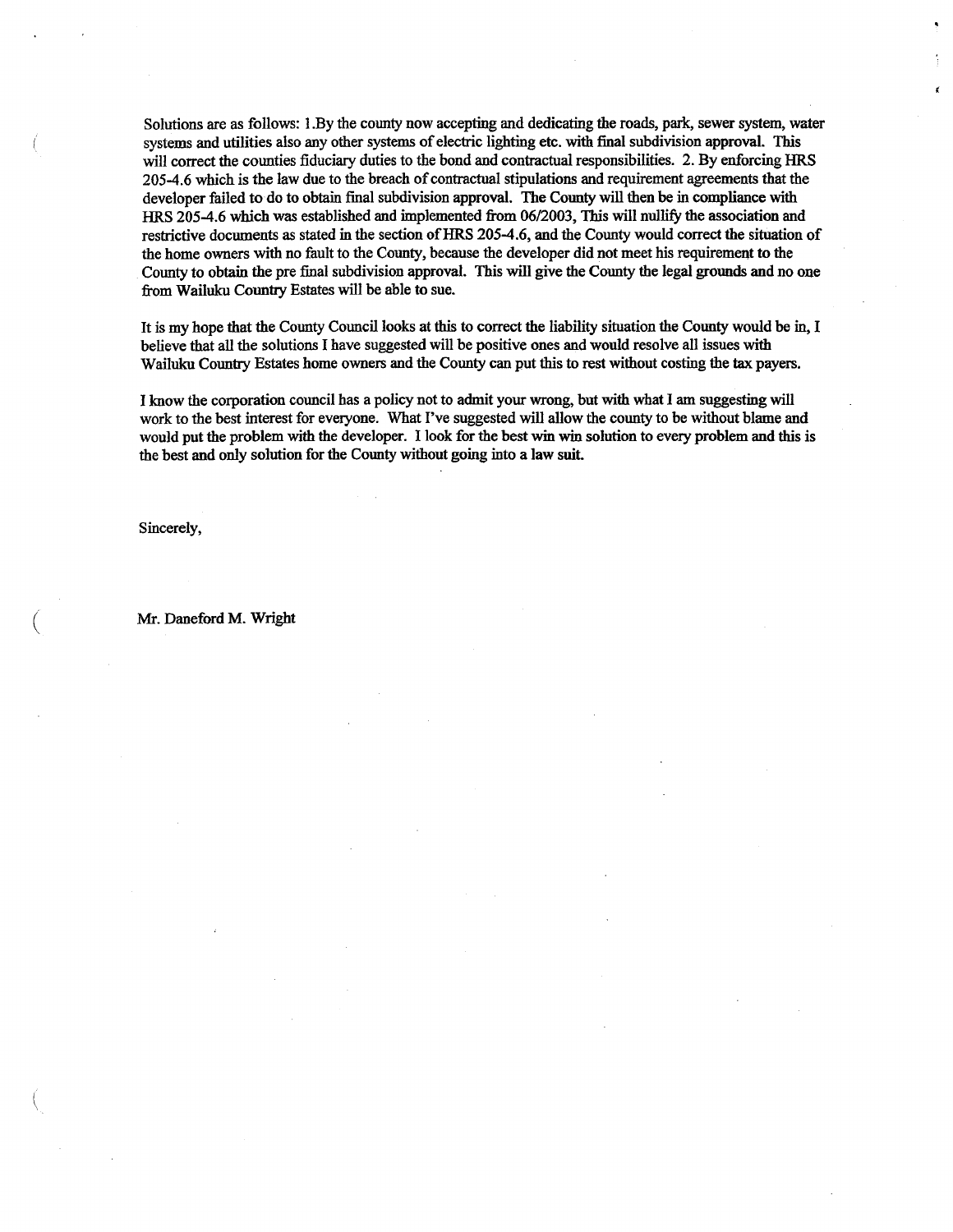Solutions are as follows: 1.By the county now accepting and dedicating the roads, park, sewer system, water systems and utilities also any other systems of electric lighting etc. with final subdivision approval. This will correct the counties fiduciary duties to the bond and contractual responsibilities. 2. By enforcing HRS 205-4.6 which is the law due to the breach of contractual stipulations and requirement agreements that the developer failed to do to obtain final subdivision approval. The County will then be in compliance with HRS 205-4.6 which was established and implemented from 06/2003, This will nullify the association and restrictive documents as stated in the section of HRS 205-4.6, and the County would correct the situation of the home owners with no fault to the County, because the developer did not meet his requirement to the County to obtain the pre final subdivision approval. This will give the County the legal grounds and no one from Wailuku Country Estates will be able to sue.

It is my hope that the County Council looks at this to correct the liability situation the County would be in, I believe that all the solutions I have suggested will be positive ones and would resolve all issues with Wailuku Country Estates home owners and the County can put this to rest without costing the tax payers.

I know the corporation council has a policy not to admit your wrong, but with what I am suggesting will work to the best interest for everyone. What I've suggested will allow the county to be without blame and would put the problem with the developer. I look for the best win win solution to every problem and this is the best and only solution for the County without going into a law suit.

Sincerely,

Mr. Daneford M. Wright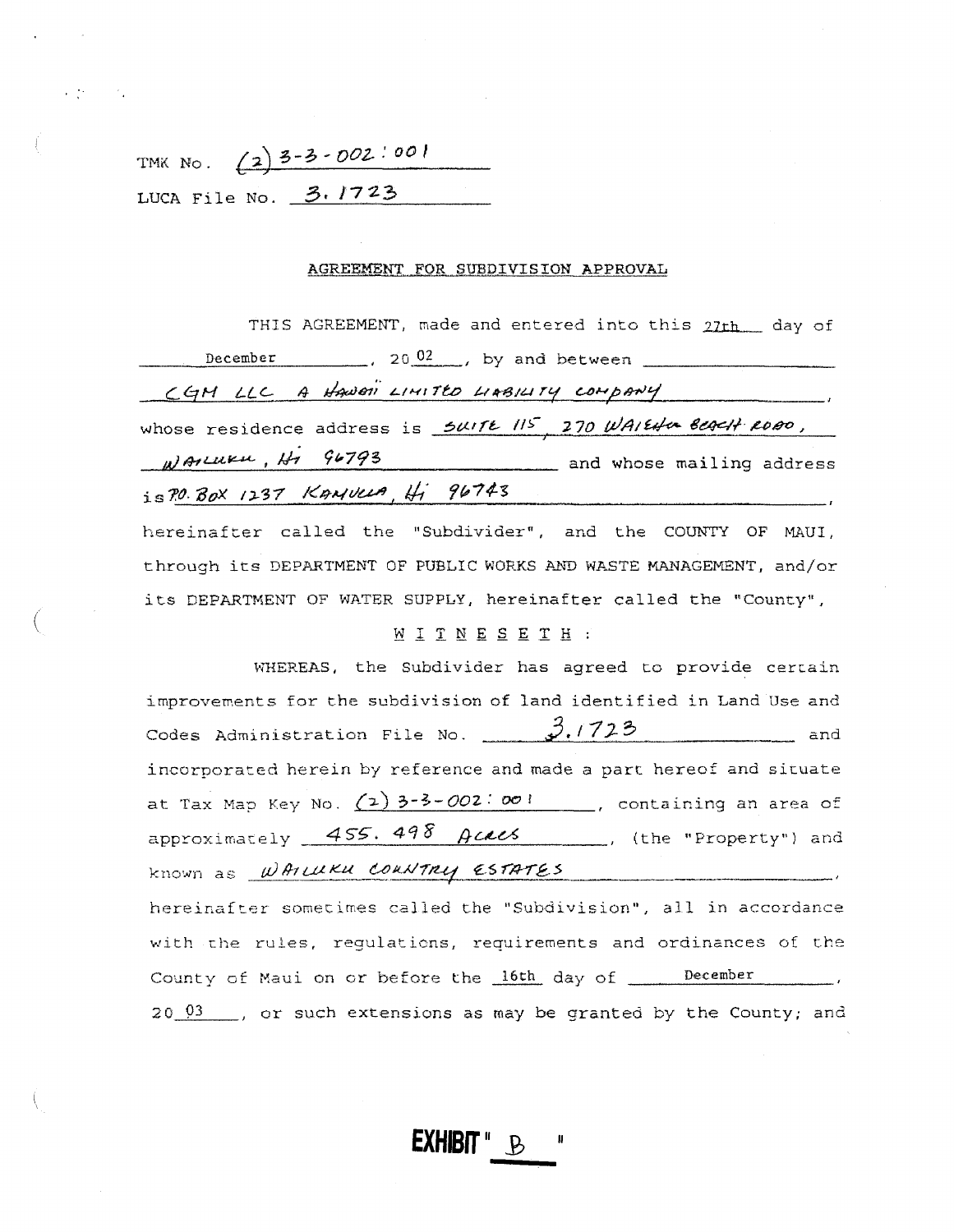TMK No. (2) 3-3-002:001

LUCA File No. 3.1723

## AGREEMENT FOR SUBDIVISION APPROVAL

THIS AGREEMENT, made and entered into this 27th day of December, 20 02, by and between CGM LLC A HAWAII LIMITED LIABILITY COMPANY, whose residence address is SUITE 115, 270 WAIEHU BEACH ROAD, WAILUKU, HI 96793 and whose mailing address is P.O. BOX 1237 KAHULUI, HI 96743, hereinafter called the "Subdivider", and the COUNTY OF MAUI, through its DEPARTMENT OF PUBLIC WORKS AND WASTE MANAGEMENT, and/or its DEPARTMENT OF WATER SUPPLY, hereinafter called the "County",

W I T N E S E T H :

WHEREAS, the Subdivider has agreed to provide certain improvements for the subdivision of land identified in Land Use and Codes Administration File No. 3.1723 and incorporated herein by reference and made a part hereof and situate at Tax Map Key No. (2) 3-3-002:001, containing an area of approximately 455.498 Acres, (the "Property") and known as WAILUKU COUNTRY ESTATES, hereinafter sometimes called the "Subdivision", all in accordance with the rules, regulations, requirements and ordinances of the County of Maui on or before the 16th day of December, 20 03, or such extensions as may be granted by the County; and

EXHIBIT " B "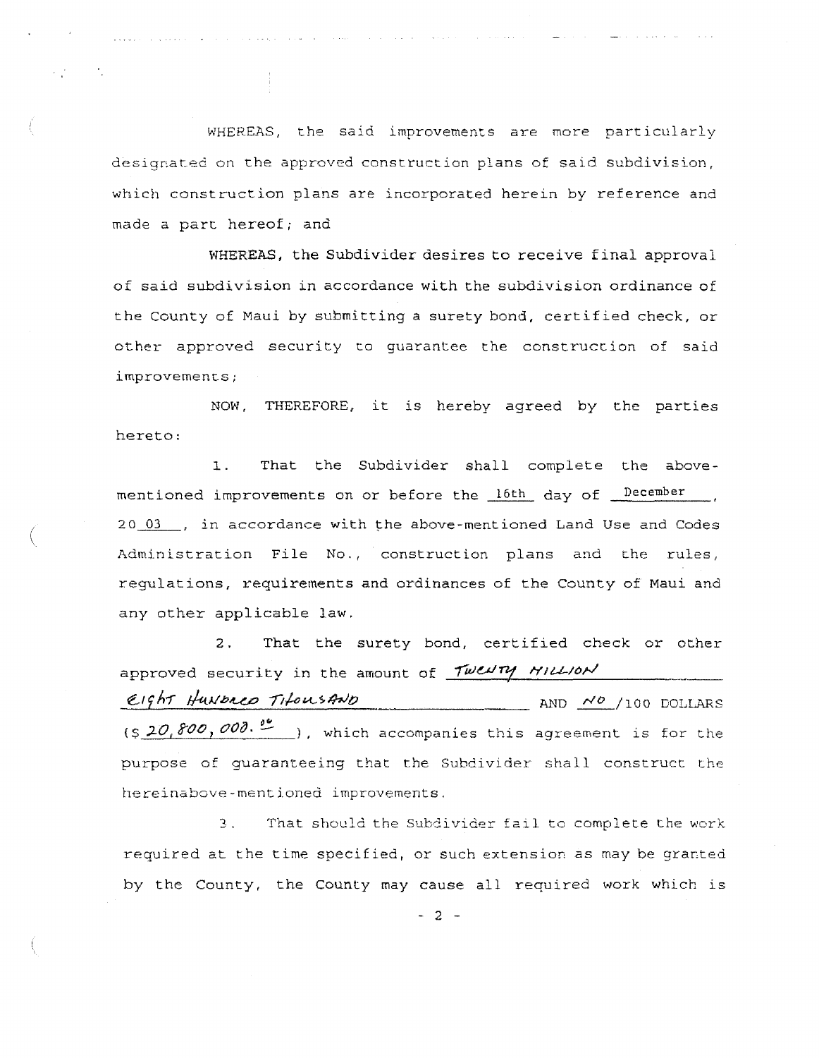WHEREAS, the said improvements are more particularly designated on the approved construction plans of said subdivision, which construction plans are incorporated herein by reference and made a part hereof; and

WHEREAS, the Subdivider desires to receive final approval of said subdivision in accordance with the subdivision ordinance of the County of Maui by submitting a surety bond, certified check, or other approved security to guarantee the construction of said improvements;

NOW, THEREFORE, it is hereby agreed by the parties hereto:

1. That the Subdivider shall complete the above-mentioned improvements on or before the 16th day of December, 20 03, in accordance with the above-mentioned Land Use and Codes Administration File No., construction plans and the rules, regulations, requirements and ordinances of the County of Maui and any other applicable law.

2. That the surety bond, certified check or other approved security in the amount of TWENTY MILLION EIGHT HUNDRED THOUSAND AND NO/100 DOLLARS ($20,800,000.00), which accompanies this agreement is for the purpose of guaranteeing that the Subdivider shall construct the hereinabove-mentioned improvements.

3. That should the Subdivider fail to complete the work required at the time specified, or such extension as may be granted by the County, the County may cause all required work which is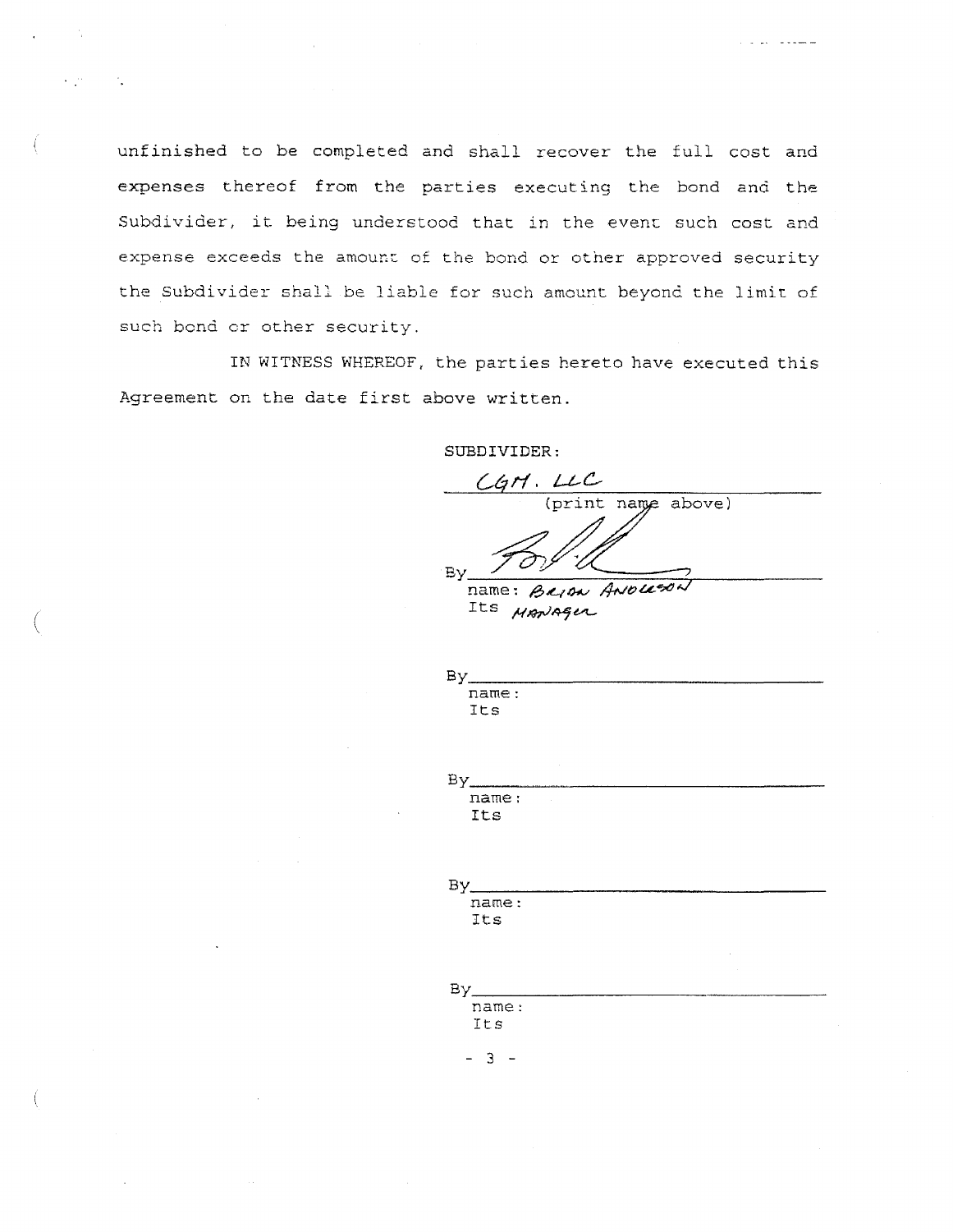unfinished to be completed and shall recover the full cost and expenses thereof from the parties executing the bond and the Subdivider, it being understood that in the event such cost and expense exceeds the amount of the bond or other approved security the Subdivider shall be liable for such amount beyond the limit of such bond or other security.

IN WITNESS WHEREOF, the parties hereto have executed this Agreement on the date first above written.

SUBDIVIDER:

CGM, LLC
(print name above)

By ______________________
name: BRIAN ANDERSON
Its MANAGER

By ______________________
name:
Its

By ______________________
name:
Its

By ______________________
name:
Its

By ______________________
name:
Its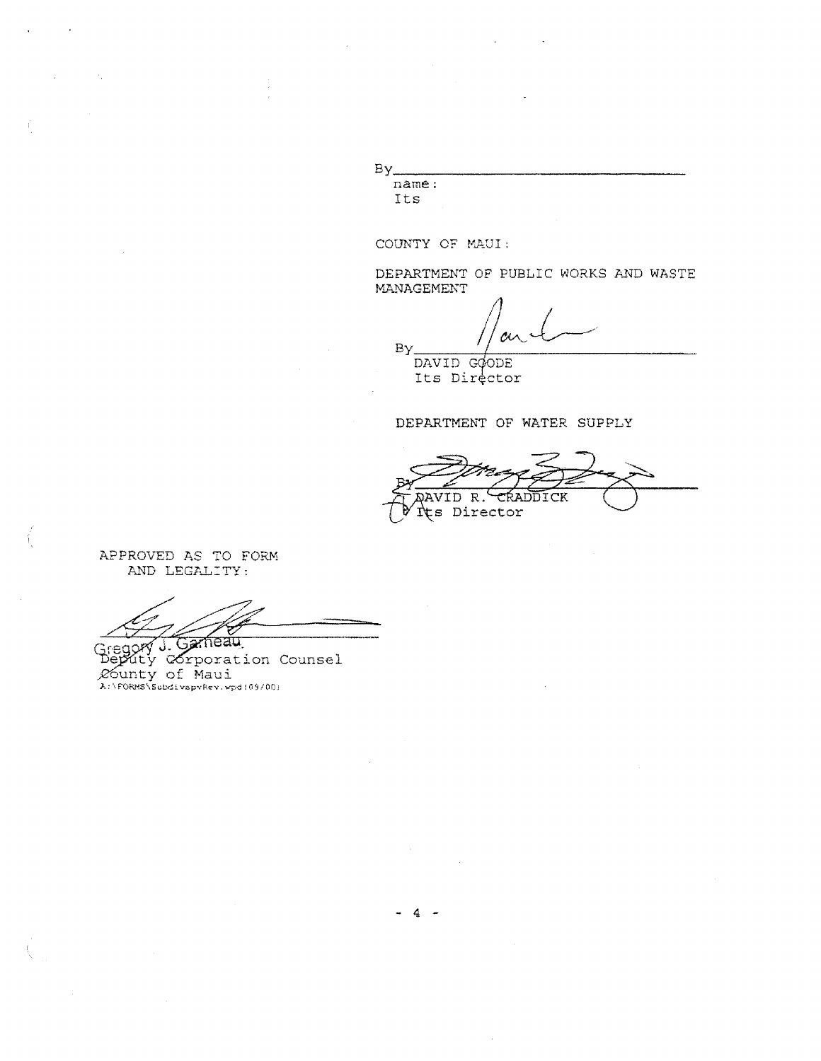By\_\_\_\_\_\_\_\_\_\_\_\_\_\_\_\_\_\_\_\_\_\_\_\_\_\_\_\_\_\_\_\_\_\_\_\_
name:
Its

COUNTY OF MAUI:

DEPARTMENT OF PUBLIC WORKS AND WASTE MANAGEMENT

By\_\_\_\_\_\_\_\_\_\_\_\_\_\_\_\_\_\_\_\_\_\_\_\_\_\_\_\_\_\_\_\_\_\_\_\_
DAVID GOODE
Its Director

DEPARTMENT OF WATER SUPPLY

By\_\_\_\_\_\_\_\_\_\_\_\_\_\_\_\_\_\_\_\_\_\_\_\_\_\_\_\_\_\_\_\_\_\_\_\_
DAVID R. CRADDICK
Its Director

APPROVED AS TO FORM
AND LEGALITY:

\_\_\_\_\_\_\_\_\_\_\_\_\_\_\_\_\_\_\_\_\_\_\_\_\_\_\_\_\_\_\_\_\_\_\_\_
Gregory J. Garneau
Deputy Corporation Counsel
County of Maui
A:\FORMS\SubdivapvRev.wpd(09/00)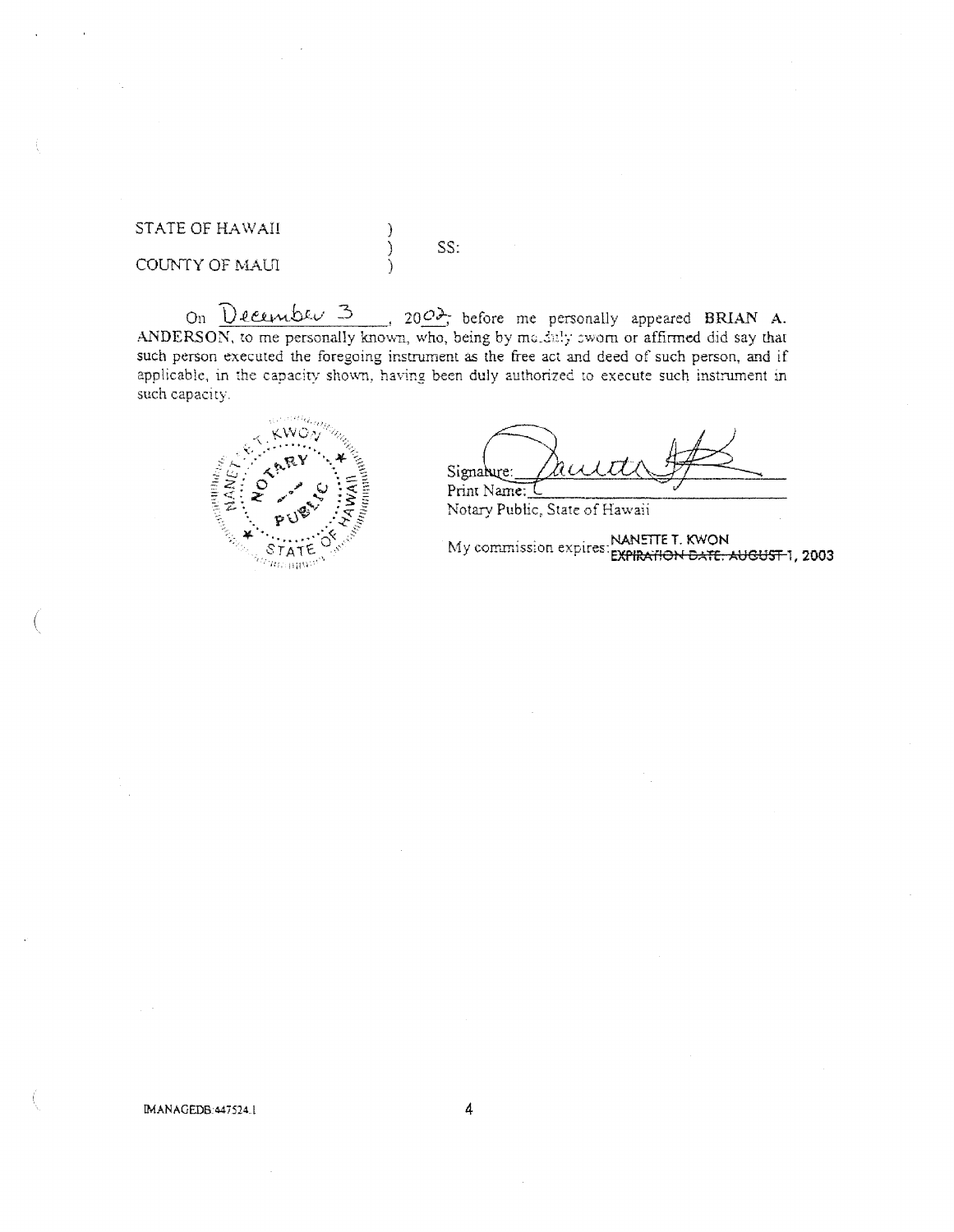STATE OF HAWAII )
) SS:
COUNTY OF MAUI )

On December 3, 2002, before me personally appeared **BRIAN A. ANDERSON**, to me personally known, who, being by me duly sworn or affirmed did say that such person executed the foregoing instrument as the free act and deed of such person, and if applicable, in the capacity shown, having been duly authorized to execute such instrument in such capacity.

NANETTE T. KWON
NOTARY PUBLIC
STATE OF HAWAII

Signature: ______________________
Print Name: ______________________
Notary Public, State of Hawaii

My commission expires: NANETTE T. KWON
~~EXPIRATION DATE: AUGUST~~ 1, 2003

IMANAGEDB:447524.1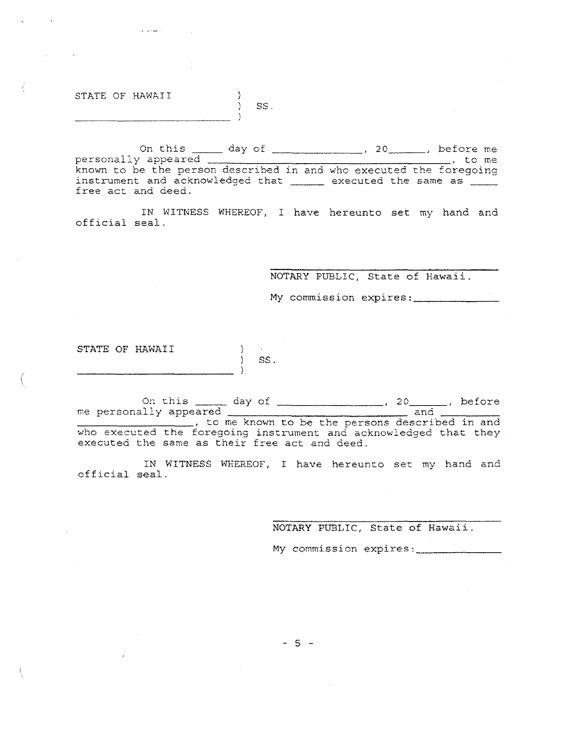STATE OF HAWAII )
) SS.
_________________________ )

On this _____ day of _______________, 20______, before me personally appeared ________________________________________, to me known to be the person described in and who executed the foregoing instrument and acknowledged that _____ executed the same as _____ free act and deed.

IN WITNESS WHEREOF, I have hereunto set my hand and official seal.

_________________________________
NOTARY PUBLIC, State of Hawaii.

My commission expires:_____________

STATE OF HAWAII )
) SS.
_________________________ )

On this _____ day of _________________, 20______, before me personally appeared ______________________________ and __________________, to me known to be the persons described in and who executed the foregoing instrument and acknowledged that they executed the same as their free act and deed.

IN WITNESS WHEREOF, I have hereunto set my hand and official seal.

_________________________________
NOTARY PUBLIC, State of Hawaii.

My commission expires:_____________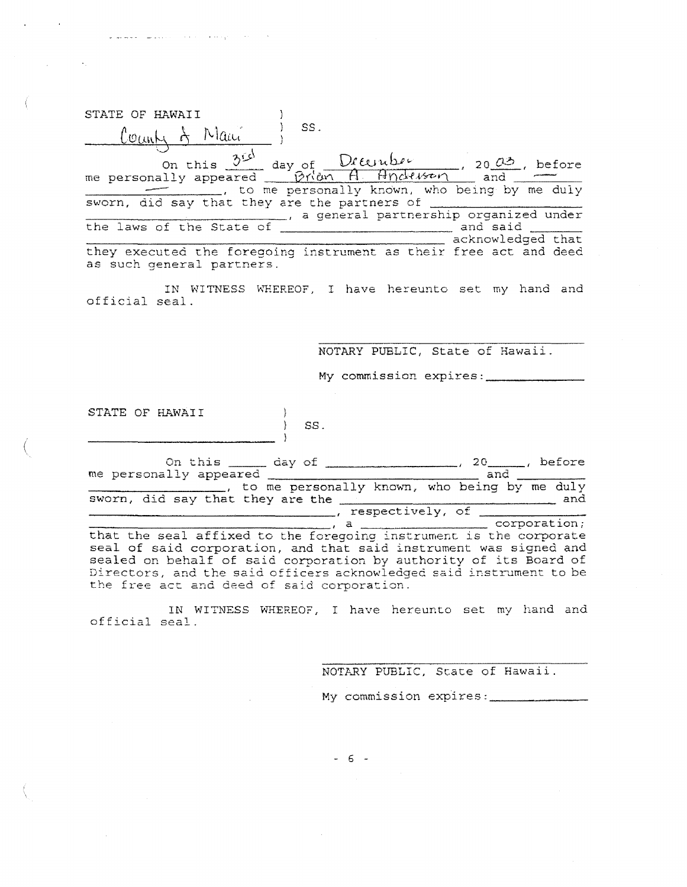STATE OF HAWAII )
County of Maui ) SS.
)

On this 3rd day of December, 2003, before me personally appeared Brian A. Anderson and ——— ———, to me personally known, who being by me duly sworn, did say that they are the partners of \_\_\_\_\_\_\_\_\_\_\_\_\_\_\_\_, a general partnership organized under the laws of the State of \_\_\_\_\_\_\_\_\_\_\_\_\_\_\_\_ and said \_\_\_\_\_\_\_\_\_\_\_\_\_\_\_\_ acknowledged that they executed the foregoing instrument as their free act and deed as such general partners.

IN WITNESS WHEREOF, I have hereunto set my hand and official seal.

\_\_\_\_\_\_\_\_\_\_\_\_\_\_\_\_\_\_\_\_\_\_\_\_\_\_\_\_\_\_\_\_
NOTARY PUBLIC, State of Hawaii.

My commission expires:\_\_\_\_\_\_\_\_\_\_\_\_

STATE OF HAWAII )
) SS.
\_\_\_\_\_\_\_\_\_\_\_\_\_\_\_\_\_\_\_\_ )

On this \_\_\_\_\_ day of \_\_\_\_\_\_\_\_\_\_\_\_\_\_\_\_, 20\_\_\_\_\_, before me personally appeared \_\_\_\_\_\_\_\_\_\_\_\_\_\_\_\_\_\_\_\_\_\_\_\_ and \_\_\_\_\_\_\_\_\_\_\_\_\_\_\_\_\_\_\_\_, to me personally known, who being by me duly sworn, did say that they are the \_\_\_\_\_\_\_\_\_\_\_\_\_\_\_\_\_\_\_\_\_\_\_\_ and \_\_\_\_\_\_\_\_\_\_\_\_\_\_\_\_\_\_\_\_\_\_\_\_, respectively, of \_\_\_\_\_\_\_\_\_\_\_\_\_\_\_\_ \_\_\_\_\_\_\_\_\_\_\_\_\_\_\_\_\_\_\_\_\_\_\_\_, a \_\_\_\_\_\_\_\_\_\_\_\_\_\_\_\_ corporation; that the seal affixed to the foregoing instrument is the corporate seal of said corporation, and that said instrument was signed and sealed on behalf of said corporation by authority of its Board of Directors, and the said officers acknowledged said instrument to be the free act and deed of said corporation.

IN WITNESS WHEREOF, I have hereunto set my hand and official seal.

\_\_\_\_\_\_\_\_\_\_\_\_\_\_\_\_\_\_\_\_\_\_\_\_\_\_\_\_\_\_\_\_
NOTARY PUBLIC, State of Hawaii.

My commission expires:\_\_\_\_\_\_\_\_\_\_\_\_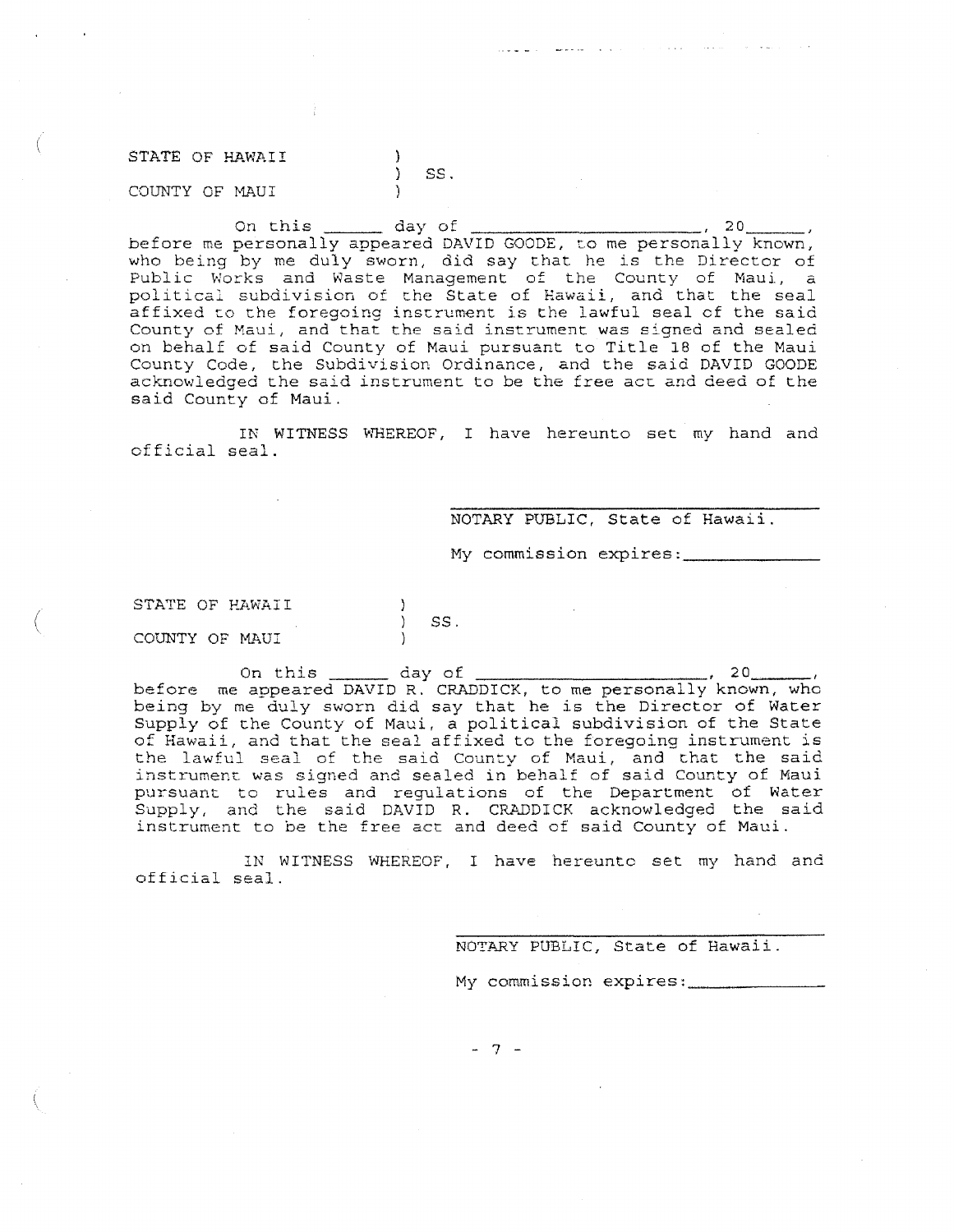STATE OF HAWAII )
) SS.
COUNTY OF MAUI )

On this ______ day of ______________________, 20______, before me personally appeared DAVID GOODE, to me personally known, who being by me duly sworn, did say that he is the Director of Public Works and Waste Management of the County of Maui, a political subdivision of the State of Hawaii, and that the seal affixed to the foregoing instrument is the lawful seal of the said County of Maui, and that the said instrument was signed and sealed on behalf of said County of Maui pursuant to Title 18 of the Maui County Code, the Subdivision Ordinance, and the said DAVID GOODE acknowledged the said instrument to be the free act and deed of the said County of Maui.

IN WITNESS WHEREOF, I have hereunto set my hand and official seal.

______________________________
NOTARY PUBLIC, State of Hawaii.

My commission expires:____________

STATE OF HAWAII )
) SS.
COUNTY OF MAUI )

On this ______ day of ______________________, 20______, before me appeared DAVID R. CRADDICK, to me personally known, who being by me duly sworn did say that he is the Director of Water Supply of the County of Maui, a political subdivision of the State of Hawaii, and that the seal affixed to the foregoing instrument is the lawful seal of the said County of Maui, and that the said instrument was signed and sealed in behalf of said County of Maui pursuant to rules and regulations of the Department of Water Supply, and the said DAVID R. CRADDICK acknowledged the said instrument to be the free act and deed of said County of Maui.

IN WITNESS WHEREOF, I have hereunto set my hand and official seal.

______________________________
NOTARY PUBLIC, State of Hawaii.

My commission expires:____________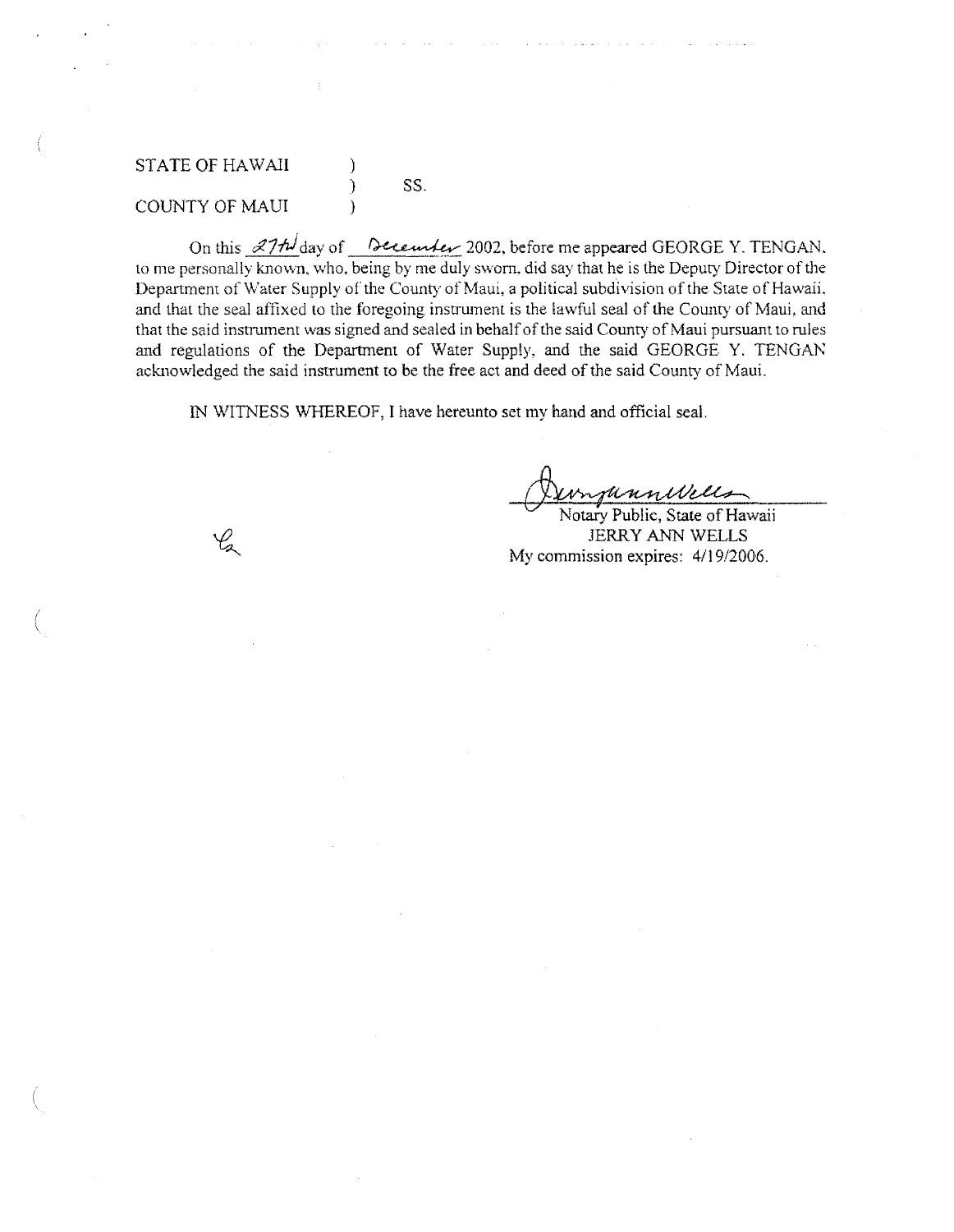STATE OF HAWAII )
) SS.
COUNTY OF MAUI )

On this 27th day of December 2002, before me appeared GEORGE Y. TENGAN, to me personally known, who, being by me duly sworn, did say that he is the Deputy Director of the Department of Water Supply of the County of Maui, a political subdivision of the State of Hawaii, and that the seal affixed to the foregoing instrument is the lawful seal of the County of Maui, and that the said instrument was signed and sealed in behalf of the said County of Maui pursuant to rules and regulations of the Department of Water Supply, and the said GEORGE Y. TENGAN acknowledged the said instrument to be the free act and deed of the said County of Maui.

IN WITNESS WHEREOF, I have hereunto set my hand and official seal.

Jerry Ann Wells
Notary Public, State of Hawaii
JERRY ANN WELLS
My commission expires: 4/19/2006.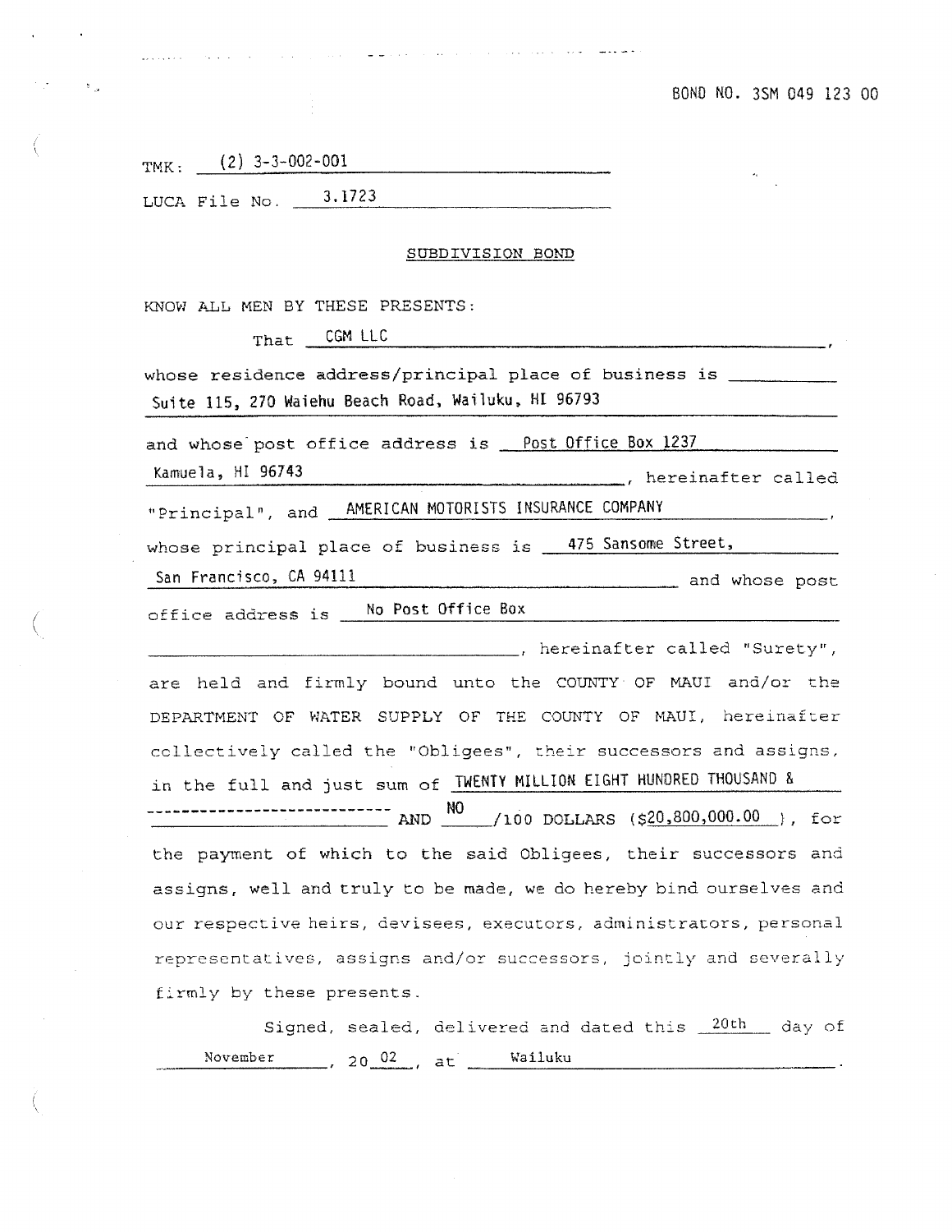BOND NO. 3SM 049 123 00

TMK: (2) 3-3-002-001

LUCA File No. 3.1723

## SUBDIVISION BOND

KNOW ALL MEN BY THESE PRESENTS:

That CGM LLC,

whose residence address/principal place of business is Suite 115, 270 Waiehu Beach Road, Wailuku, HI 96793

and whose post office address is Post Office Box 1237 Kamuela, HI 96743, hereinafter called "Principal", and AMERICAN MOTORISTS INSURANCE COMPANY, whose principal place of business is 475 Sansome Street, San Francisco, CA 94111 and whose post office address is No Post Office Box, hereinafter called "Surety", are held and firmly bound unto the COUNTY OF MAUI and/or the DEPARTMENT OF WATER SUPPLY OF THE COUNTY OF MAUI, hereinafter collectively called the "Obligees", their successors and assigns, in the full and just sum of TWENTY MILLION EIGHT HUNDRED THOUSAND & ---------------------------- AND NO/100 DOLLARS ($20,800,000.00), for the payment of which to the said Obligees, their successors and assigns, well and truly to be made, we do hereby bind ourselves and our respective heirs, devisees, executors, administrators, personal representatives, assigns and/or successors, jointly and severally firmly by these presents.

Signed, sealed, delivered and dated this 20th day of November, 20 02, at Wailuku.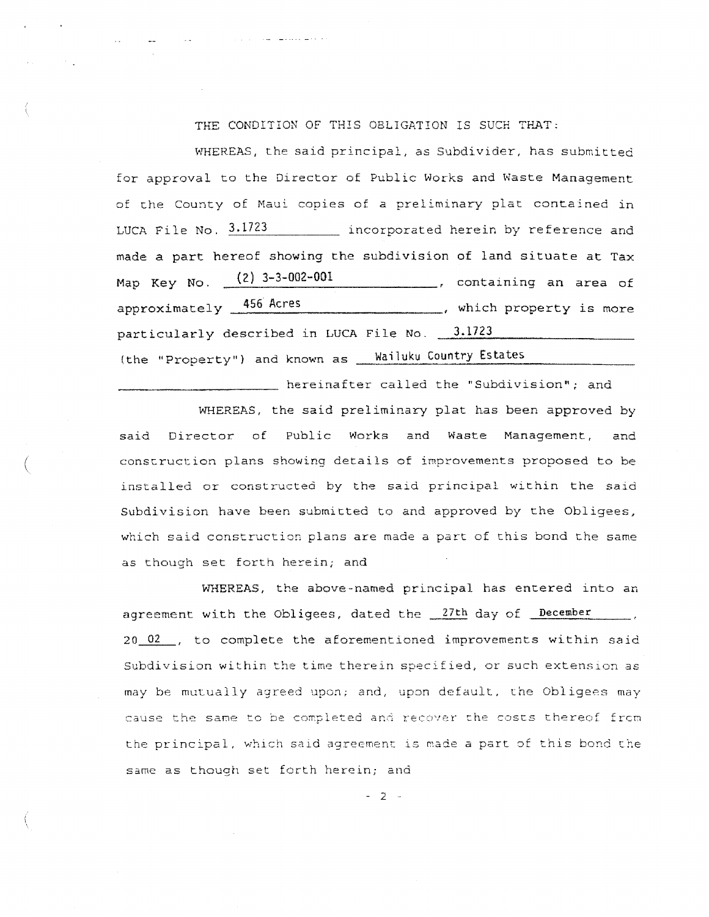THE CONDITION OF THIS OBLIGATION IS SUCH THAT:

WHEREAS, the said principal, as Subdivider, has submitted for approval to the Director of Public Works and Waste Management of the County of Maui copies of a preliminary plat contained in LUCA File No. 3.1723 incorporated herein by reference and made a part hereof showing the subdivision of land situate at Tax Map Key No. (2) 3-3-002-001, containing an area of approximately 456 Acres, which property is more particularly described in LUCA File No. 3.1723 (the "Property") and known as Wailuku Country Estates hereinafter called the "Subdivision"; and

WHEREAS, the said preliminary plat has been approved by said Director of Public Works and Waste Management, and construction plans showing details of improvements proposed to be installed or constructed by the said principal within the said Subdivision have been submitted to and approved by the Obligees, which said construction plans are made a part of this bond the same as though set forth herein; and

WHEREAS, the above-named principal has entered into an agreement with the Obligees, dated the 27th day of December, 20 02, to complete the aforementioned improvements within said Subdivision within the time therein specified, or such extension as may be mutually agreed upon; and, upon default, the Obligees may cause the same to be completed and recover the costs thereof from the principal, which said agreement is made a part of this bond the same as though set forth herein; and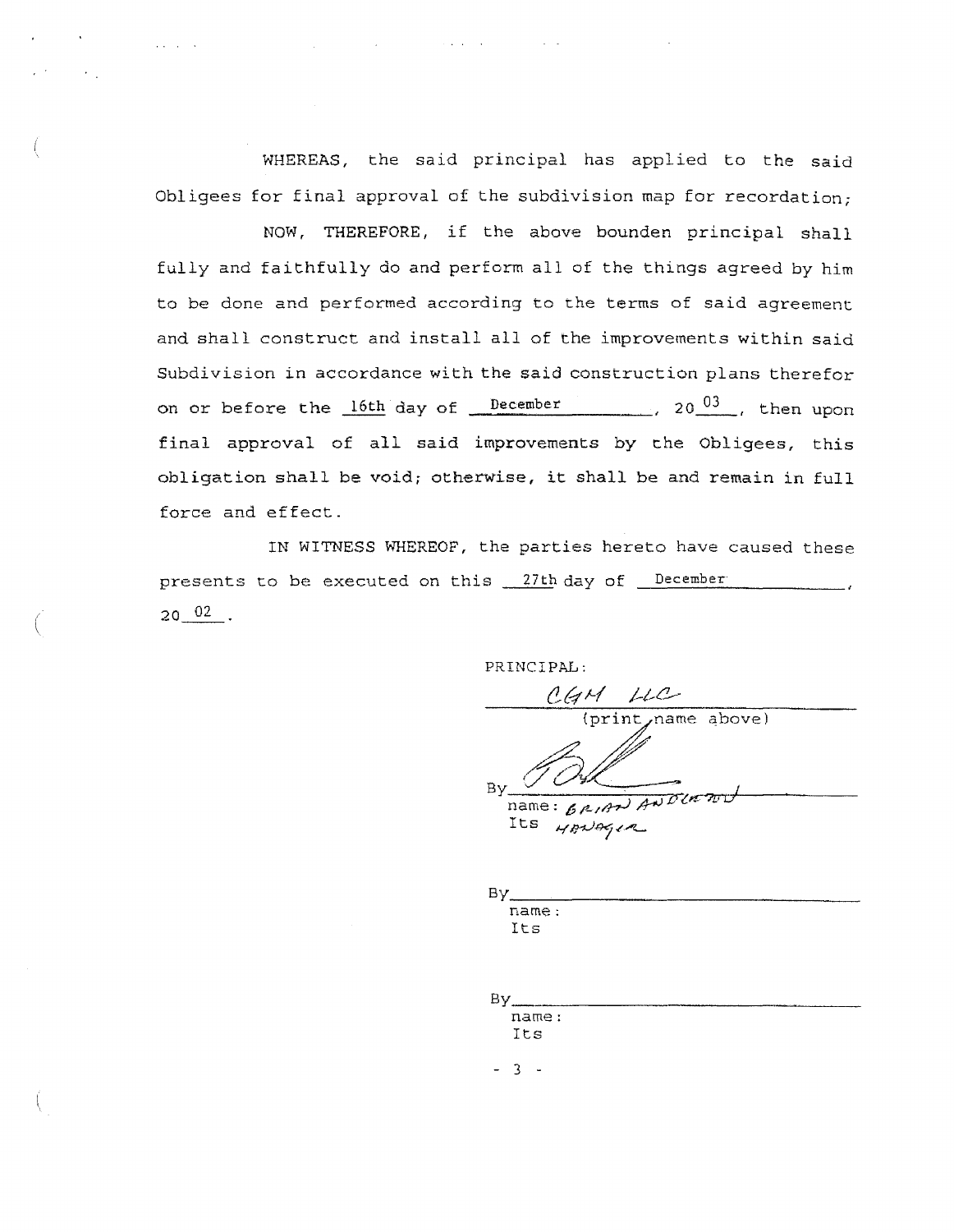WHEREAS, the said principal has applied to the said Obligees for final approval of the subdivision map for recordation;

NOW, THEREFORE, if the above bounden principal shall fully and faithfully do and perform all of the things agreed by him to be done and performed according to the terms of said agreement and shall construct and install all of the improvements within said Subdivision in accordance with the said construction plans therefor on or before the 16th day of December, 20 03, then upon final approval of all said improvements by the Obligees, this obligation shall be void; otherwise, it shall be and remain in full force and effect.

IN WITNESS WHEREOF, the parties hereto have caused these presents to be executed on this 27th day of December, 20 02.

PRINCIPAL:

CGM LLC
(print name above)

By_______________
name: BRIAN ANDERSON
Its MANAGER

By_______________
name:
Its

By_______________
name:
Its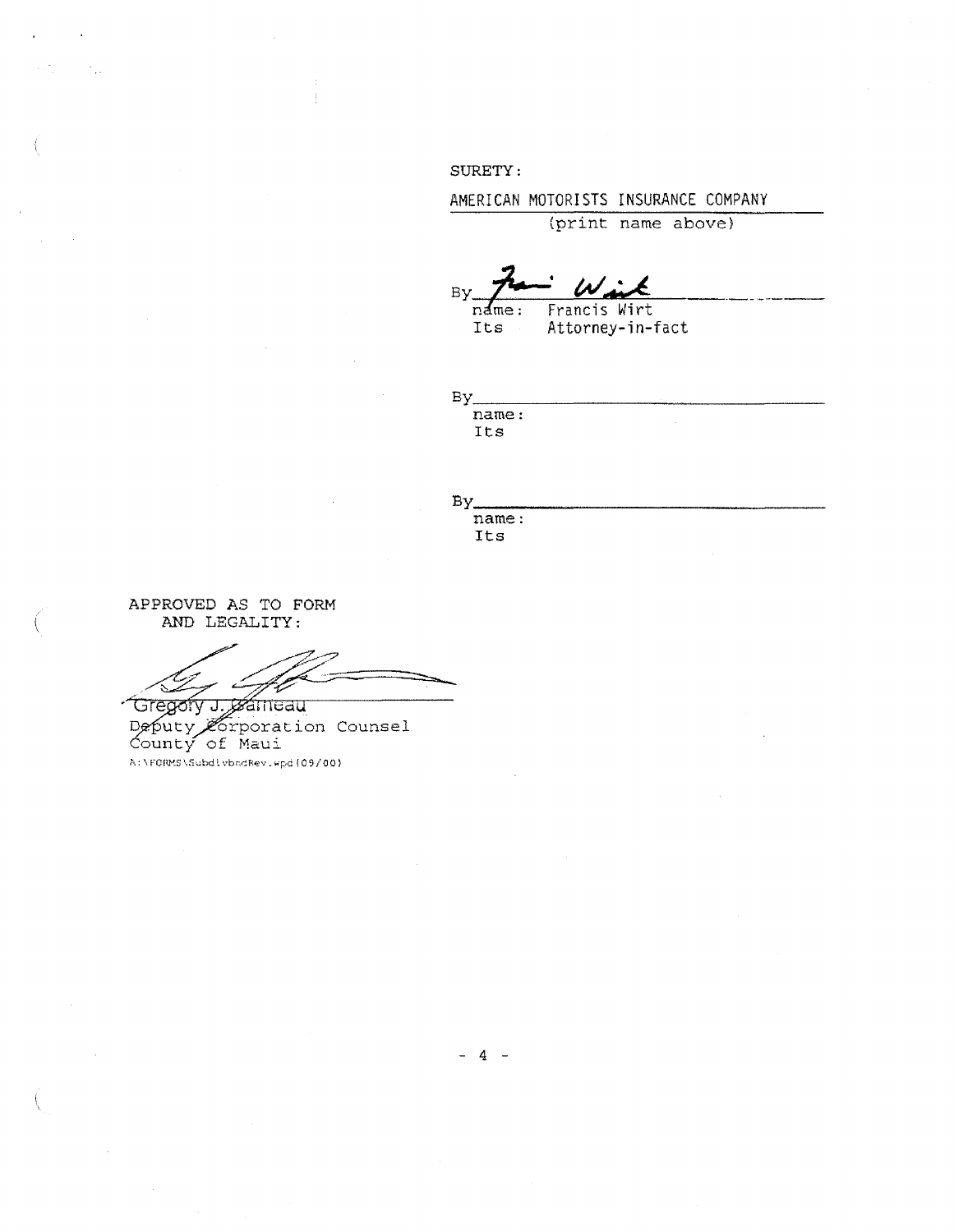SURETY:

AMERICAN MOTORISTS INSURANCE COMPANY
(print name above)

By ~~Fran Wirt~~
name: Francis Wirt
Its Attorney-in-fact

By\_\_\_\_\_\_\_\_\_\_\_\_\_\_\_\_\_\_\_\_\_\_\_\_\_\_\_\_\_\_
name:
Its

By\_\_\_\_\_\_\_\_\_\_\_\_\_\_\_\_\_\_\_\_\_\_\_\_\_\_\_\_\_\_
name:
Its

APPROVED AS TO FORM
AND LEGALITY:

Gregory J. Garneau
Deputy Corporation Counsel
County of Maui

A:\FORMS\SubdivbndRev.wpd(09/00)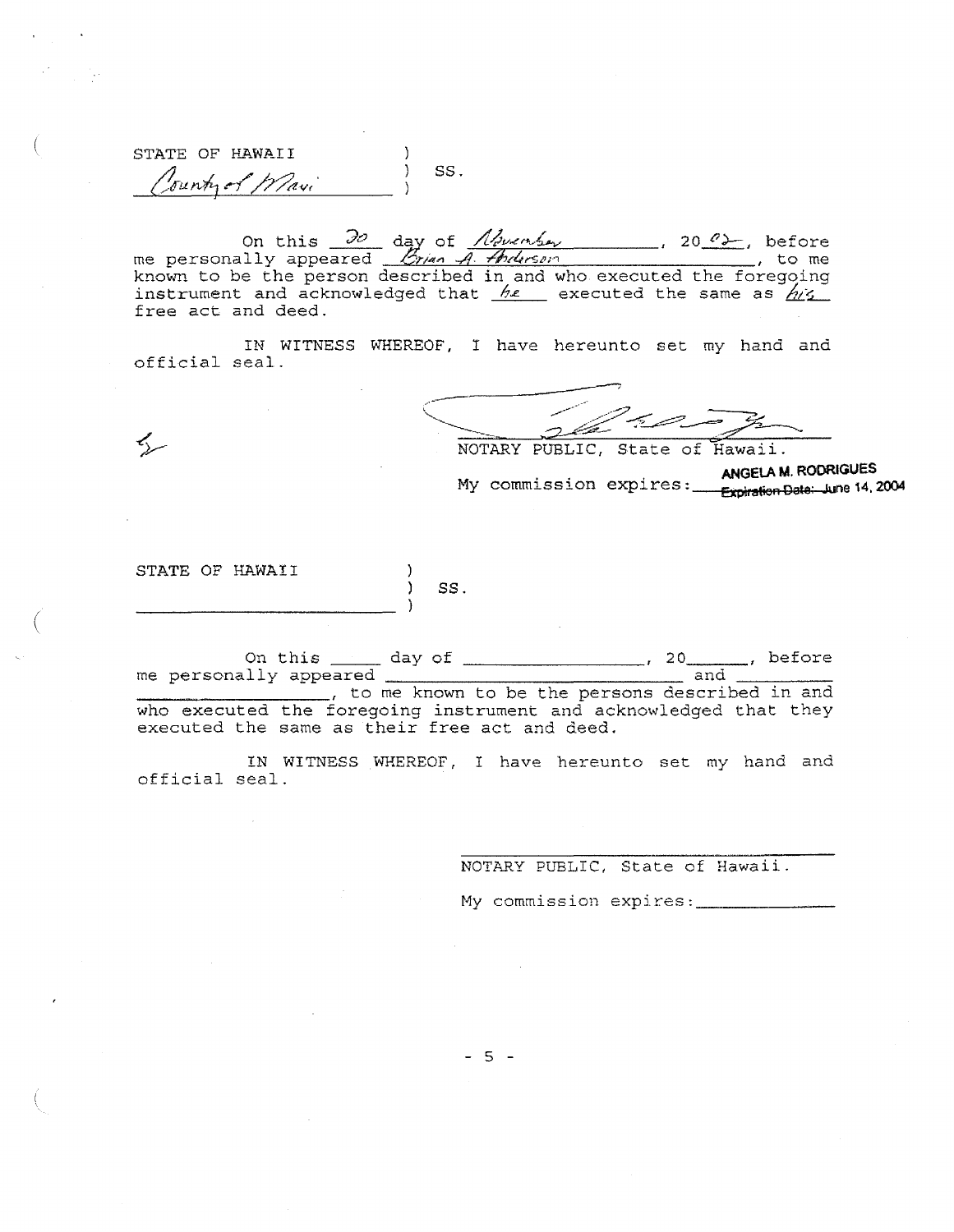STATE OF HAWAII )
County of Maui ) SS.
)

On this 30 day of November, 20 02, before me personally appeared Brian A. Anderson, to me known to be the person described in and who executed the foregoing instrument and acknowledged that he executed the same as his free act and deed.

IN WITNESS WHEREOF, I have hereunto set my hand and official seal.

NOTARY PUBLIC, State of Hawaii.

ANGELA M. RODRIGUES

My commission expires: Expiration Date: June 14, 2004

STATE OF HAWAII )
) SS.
_______________ )

On this _____ day of _______________, 20_____, before me personally appeared _______________ and _______________, to me known to be the persons described in and who executed the foregoing instrument and acknowledged that they executed the same as their free act and deed.

IN WITNESS WHEREOF, I have hereunto set my hand and official seal.

_______________
NOTARY PUBLIC, State of Hawaii.

My commission expires: _______________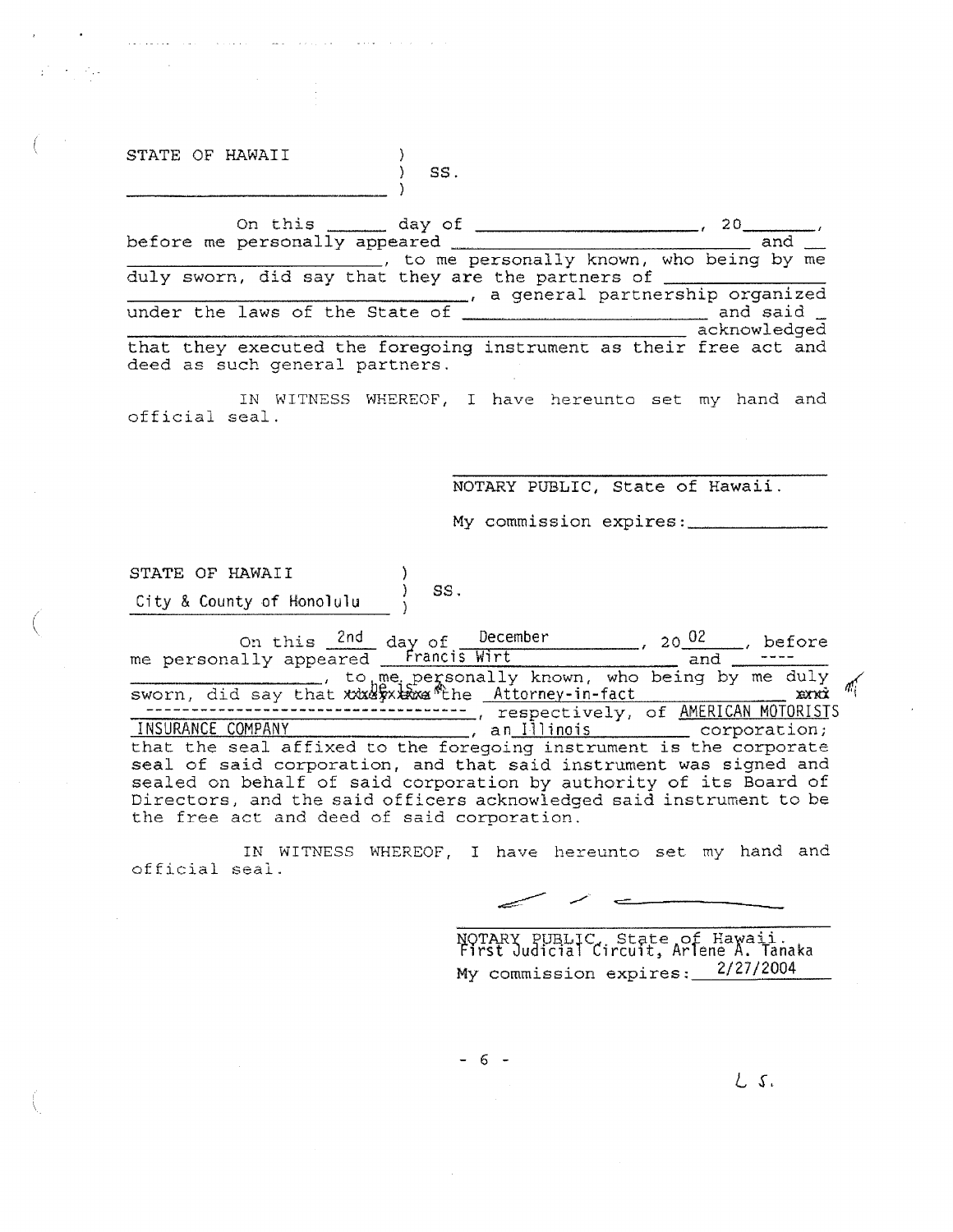STATE OF HAWAII )
) SS.
_______________ )

On this ______ day of ____________________, 20_______, before me personally appeared ____________________________ and __ ____________________, to me personally known, who being by me duly sworn, did say that they are the partners of _____________ ____________________________, a general partnership organized under the laws of the State of ______________________ and said _ ____________________________________________ acknowledged that they executed the foregoing instrument as their free act and deed as such general partners.

IN WITNESS WHEREOF, I have hereunto set my hand and official seal.

_______________________________
NOTARY PUBLIC, State of Hawaii.

My commission expires:_____________

STATE OF HAWAII )
City & County of Honolulu ) SS.
)

On this 2nd day of December, 20 02, before me personally appeared Francis Wirt and ---- ____________________, to me personally known, who being by me duly sworn, did say that ~~they are~~ he is the Attorney-in-fact ~~and~~ -----------------------------------, respectively, of AMERICAN MOTORISTS INSURANCE COMPANY, an Illinois corporation; that the seal affixed to the foregoing instrument is the corporate seal of said corporation, and that said instrument was signed and sealed on behalf of said corporation by authority of its Board of Directors, and the said officers acknowledged said instrument to be the free act and deed of said corporation.

IN WITNESS WHEREOF, I have hereunto set my hand and official seal.

_______________________________
NOTARY PUBLIC, State of Hawaii.
First Judicial Circuit, Arlene A. Tanaka

My commission expires: 2/27/2004

L.S.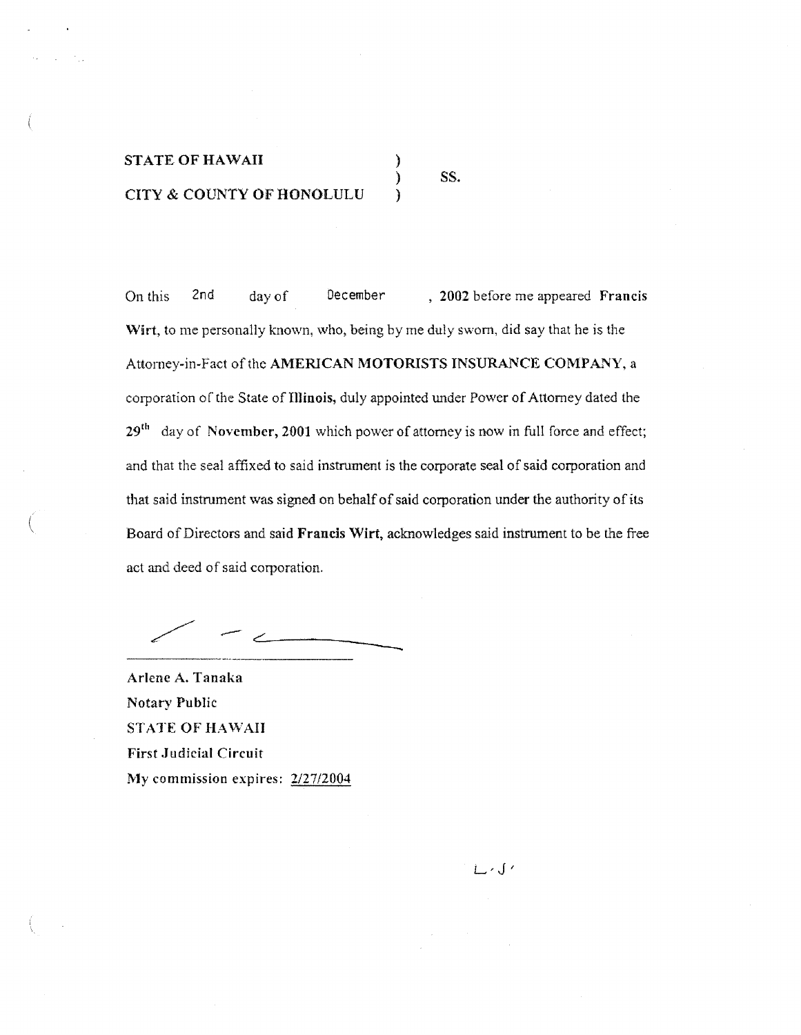STATE OF HAWAII )
) SS.
CITY & COUNTY OF HONOLULU )

On this 2nd day of December , 2002 before me appeared **Francis Wirt**, to me personally known, who, being by me duly sworn, did say that he is the Attorney-in-Fact of the **AMERICAN MOTORISTS INSURANCE COMPANY**, a corporation of the State of **Illinois**, duly appointed under Power of Attorney dated the 29th day of **November, 2001** which power of attorney is now in full force and effect; and that the seal affixed to said instrument is the corporate seal of said corporation and that said instrument was signed on behalf of said corporation under the authority of its Board of Directors and said **Francis Wirt**, acknowledges said instrument to be the free act and deed of said corporation.

**Arlene A. Tanaka**
**Notary Public**
**STATE OF HAWAII**
**First Judicial Circuit**
**My commission expires: 2/27/2004**

L.J.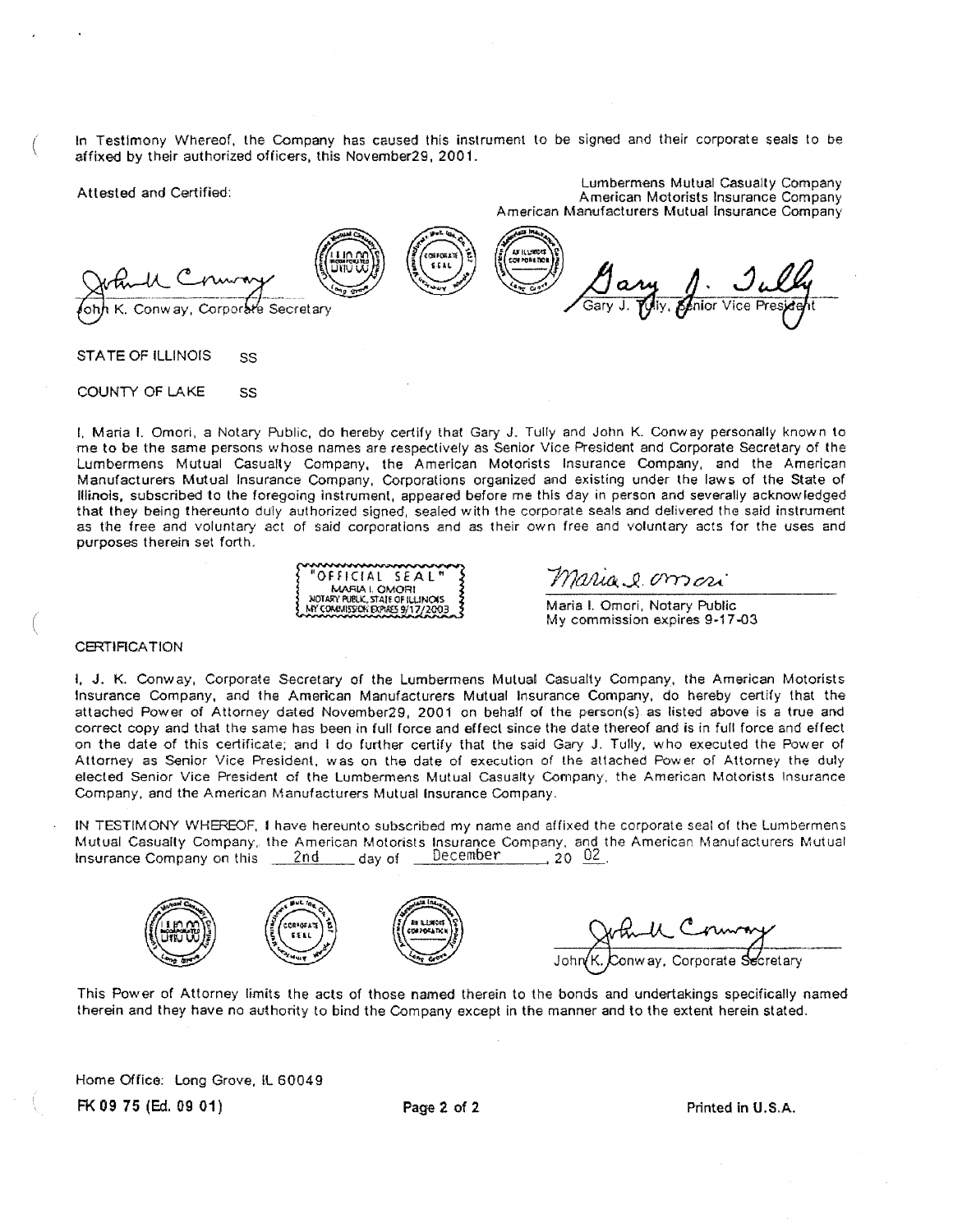In Testimony Whereof, the Company has caused this instrument to be signed and their corporate seals to be affixed by their authorized officers, this November29, 2001.

Attested and Certified:

Lumbermens Mutual Casualty Company
American Motorists Insurance Company
American Manufacturers Mutual Insurance Company

John K. Conway, Corporate Secretary

Gary J. Tully, Senior Vice President

STATE OF ILLINOIS SS

COUNTY OF LAKE SS

I, Maria I. Omori, a Notary Public, do hereby certify that Gary J. Tully and John K. Conway personally known to me to be the same persons whose names are respectively as Senior Vice President and Corporate Secretary of the Lumbermens Mutual Casualty Company, the American Motorists Insurance Company, and the American Manufacturers Mutual Insurance Company, Corporations organized and existing under the laws of the State of Illinois, subscribed to the foregoing instrument, appeared before me this day in person and severally acknowledged that they being thereunto duly authorized signed, sealed with the corporate seals and delivered the said instrument as the free and voluntary act of said corporations and as their own free and voluntary acts for the uses and purposes therein set forth.

"OFFICIAL SEAL"
MARIA I. OMORI
NOTARY PUBLIC, STATE OF ILLINOIS
MY COMMISSION EXPIRES 9/17/2003

Maria I. Omori, Notary Public
My commission expires 9-17-03

CERTIFICATION

I, J. K. Conway, Corporate Secretary of the Lumbermens Mutual Casualty Company, the American Motorists Insurance Company, and the American Manufacturers Mutual Insurance Company, do hereby certify that the attached Power of Attorney dated November29, 2001 on behalf of the person(s) as listed above is a true and correct copy and that the same has been in full force and effect since the date thereof and is in full force and effect on the date of this certificate; and I do further certify that the said Gary J. Tully, who executed the Power of Attorney as Senior Vice President, was on the date of execution of the attached Power of Attorney the duly elected Senior Vice President of the Lumbermens Mutual Casualty Company, the American Motorists Insurance Company, and the American Manufacturers Mutual Insurance Company.

IN TESTIMONY WHEREOF, I have hereunto subscribed my name and affixed the corporate seal of the Lumbermens Mutual Casualty Company, the American Motorists Insurance Company, and the American Manufacturers Mutual Insurance Company on this 2nd day of December, 20 02.

John K. Conway, Corporate Secretary

This Power of Attorney limits the acts of those named therein to the bonds and undertakings specifically named therein and they have no authority to bind the Company except in the manner and to the extent herein stated.

Home Office: Long Grove, IL 60049

FK 09 75 (Ed. 09 01)

Printed in U.S.A.